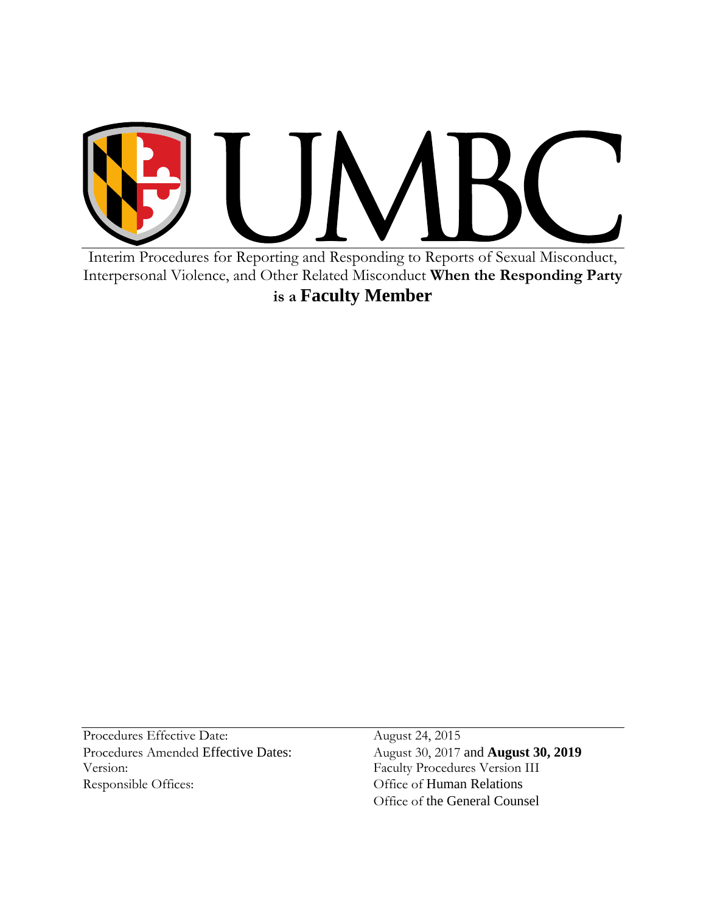# UMBC

Interim Procedures for Reporting and Responding to Reports of Sexual Misconduct, Interpersonal Violence, and Other Related Misconduct **When the Responding Party is a Faculty Member**

| | |
|---|---|
| Procedures Effective Date: | August 24, 2015 |
| Procedures Amended Effective Dates: | August 30, 2017 and **August 30, 2019** |
| Version: | Faculty Procedures Version III |
| Responsible Offices: | Office of Human Relations |
| | Office of the General Counsel |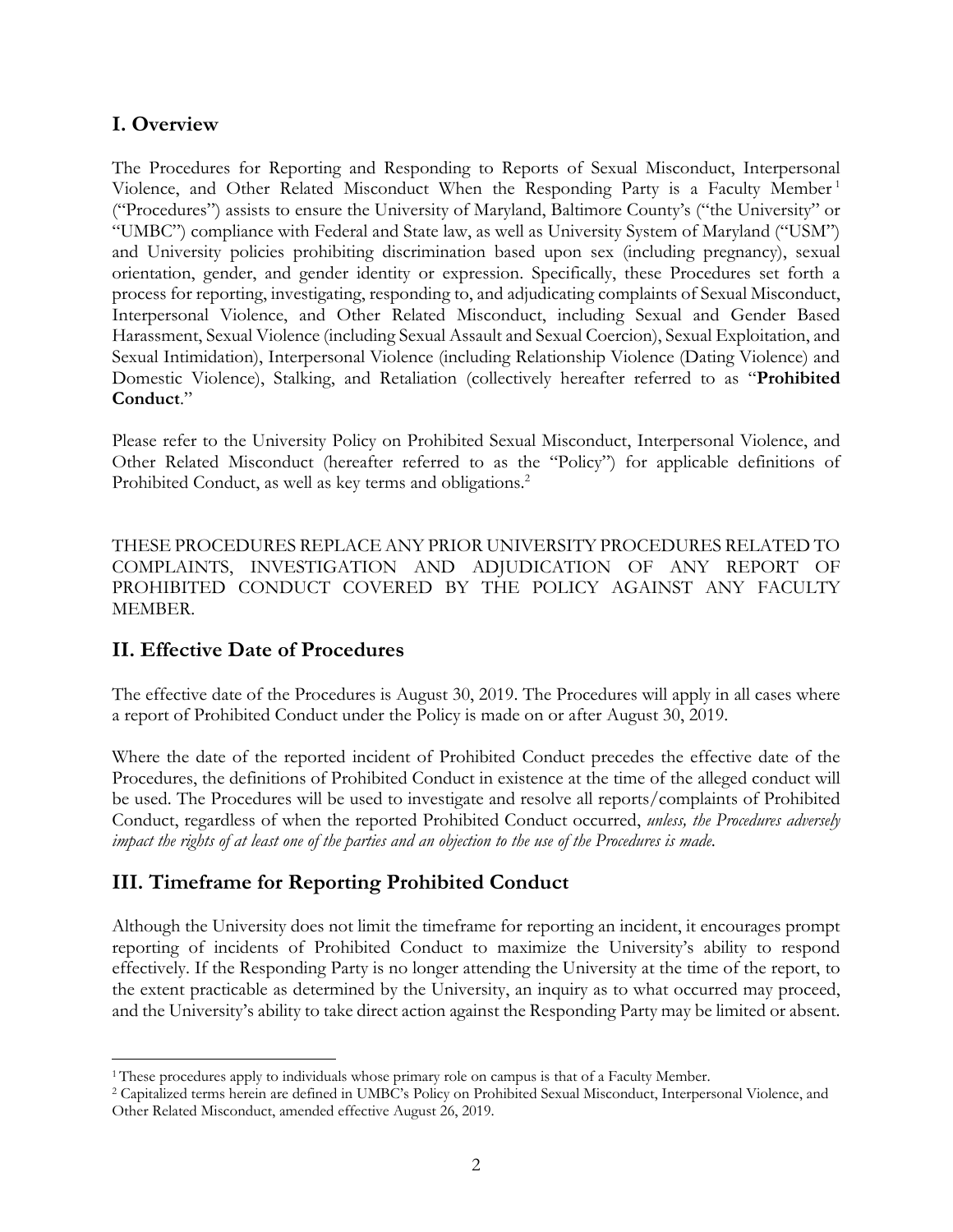## I. Overview

The Procedures for Reporting and Responding to Reports of Sexual Misconduct, Interpersonal Violence, and Other Related Misconduct When the Responding Party is a Faculty Member[1] ("Procedures") assists to ensure the University of Maryland, Baltimore County's ("the University" or "UMBC") compliance with Federal and State law, as well as University System of Maryland ("USM") and University policies prohibiting discrimination based upon sex (including pregnancy), sexual orientation, gender, and gender identity or expression. Specifically, these Procedures set forth a process for reporting, investigating, responding to, and adjudicating complaints of Sexual Misconduct, Interpersonal Violence, and Other Related Misconduct, including Sexual and Gender Based Harassment, Sexual Violence (including Sexual Assault and Sexual Coercion), Sexual Exploitation, and Sexual Intimidation), Interpersonal Violence (including Relationship Violence (Dating Violence) and Domestic Violence), Stalking, and Retaliation (collectively hereafter referred to as "**Prohibited Conduct**."

Please refer to the University Policy on Prohibited Sexual Misconduct, Interpersonal Violence, and Other Related Misconduct (hereafter referred to as the "Policy") for applicable definitions of Prohibited Conduct, as well as key terms and obligations.[2]

THESE PROCEDURES REPLACE ANY PRIOR UNIVERSITY PROCEDURES RELATED TO COMPLAINTS, INVESTIGATION AND ADJUDICATION OF ANY REPORT OF PROHIBITED CONDUCT COVERED BY THE POLICY AGAINST ANY FACULTY MEMBER.

## II. Effective Date of Procedures

The effective date of the Procedures is August 30, 2019. The Procedures will apply in all cases where a report of Prohibited Conduct under the Policy is made on or after August 30, 2019.

Where the date of the reported incident of Prohibited Conduct precedes the effective date of the Procedures, the definitions of Prohibited Conduct in existence at the time of the alleged conduct will be used. The Procedures will be used to investigate and resolve all reports/complaints of Prohibited Conduct, regardless of when the reported Prohibited Conduct occurred, *unless, the Procedures adversely impact the rights of at least one of the parties and an objection to the use of the Procedures is made.*

## III. Timeframe for Reporting Prohibited Conduct

Although the University does not limit the timeframe for reporting an incident, it encourages prompt reporting of incidents of Prohibited Conduct to maximize the University's ability to respond effectively. If the Responding Party is no longer attending the University at the time of the report, to the extent practicable as determined by the University, an inquiry as to what occurred may proceed, and the University's ability to take direct action against the Responding Party may be limited or absent.

---

[1] These procedures apply to individuals whose primary role on campus is that of a Faculty Member.

[2] Capitalized terms herein are defined in UMBC's Policy on Prohibited Sexual Misconduct, Interpersonal Violence, and Other Related Misconduct, amended effective August 26, 2019.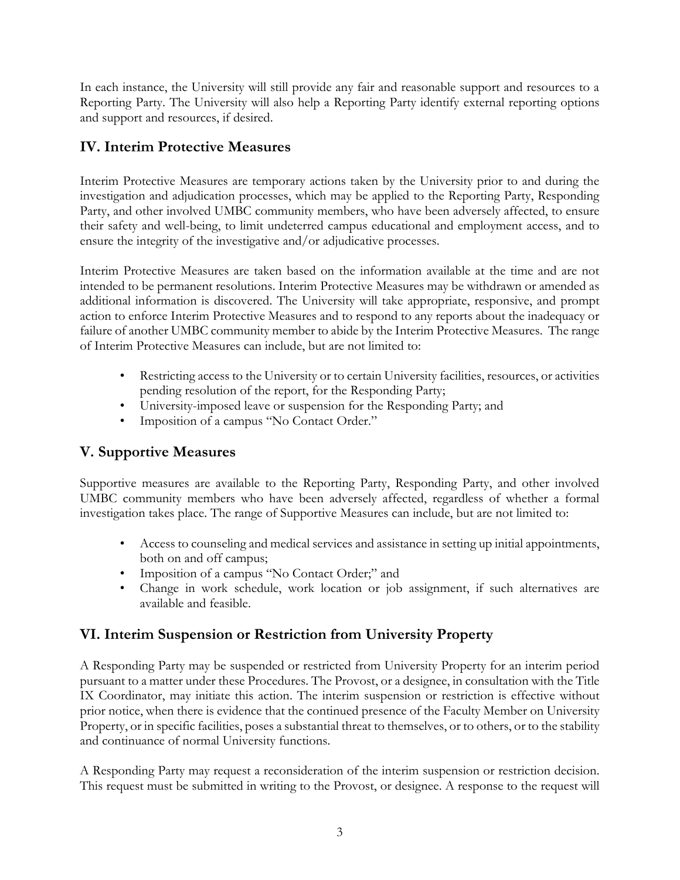In each instance, the University will still provide any fair and reasonable support and resources to a Reporting Party. The University will also help a Reporting Party identify external reporting options and support and resources, if desired.

## IV. Interim Protective Measures

Interim Protective Measures are temporary actions taken by the University prior to and during the investigation and adjudication processes, which may be applied to the Reporting Party, Responding Party, and other involved UMBC community members, who have been adversely affected, to ensure their safety and well-being, to limit undeterred campus educational and employment access, and to ensure the integrity of the investigative and/or adjudicative processes.

Interim Protective Measures are taken based on the information available at the time and are not intended to be permanent resolutions. Interim Protective Measures may be withdrawn or amended as additional information is discovered. The University will take appropriate, responsive, and prompt action to enforce Interim Protective Measures and to respond to any reports about the inadequacy or failure of another UMBC community member to abide by the Interim Protective Measures. The range of Interim Protective Measures can include, but are not limited to:

- Restricting access to the University or to certain University facilities, resources, or activities pending resolution of the report, for the Responding Party;
- University-imposed leave or suspension for the Responding Party; and
- Imposition of a campus "No Contact Order."

## V. Supportive Measures

Supportive measures are available to the Reporting Party, Responding Party, and other involved UMBC community members who have been adversely affected, regardless of whether a formal investigation takes place. The range of Supportive Measures can include, but are not limited to:

- Access to counseling and medical services and assistance in setting up initial appointments, both on and off campus;
- Imposition of a campus "No Contact Order;" and
- Change in work schedule, work location or job assignment, if such alternatives are available and feasible.

## VI. Interim Suspension or Restriction from University Property

A Responding Party may be suspended or restricted from University Property for an interim period pursuant to a matter under these Procedures. The Provost, or a designee, in consultation with the Title IX Coordinator, may initiate this action. The interim suspension or restriction is effective without prior notice, when there is evidence that the continued presence of the Faculty Member on University Property, or in specific facilities, poses a substantial threat to themselves, or to others, or to the stability and continuance of normal University functions.

A Responding Party may request a reconsideration of the interim suspension or restriction decision. This request must be submitted in writing to the Provost, or designee. A response to the request will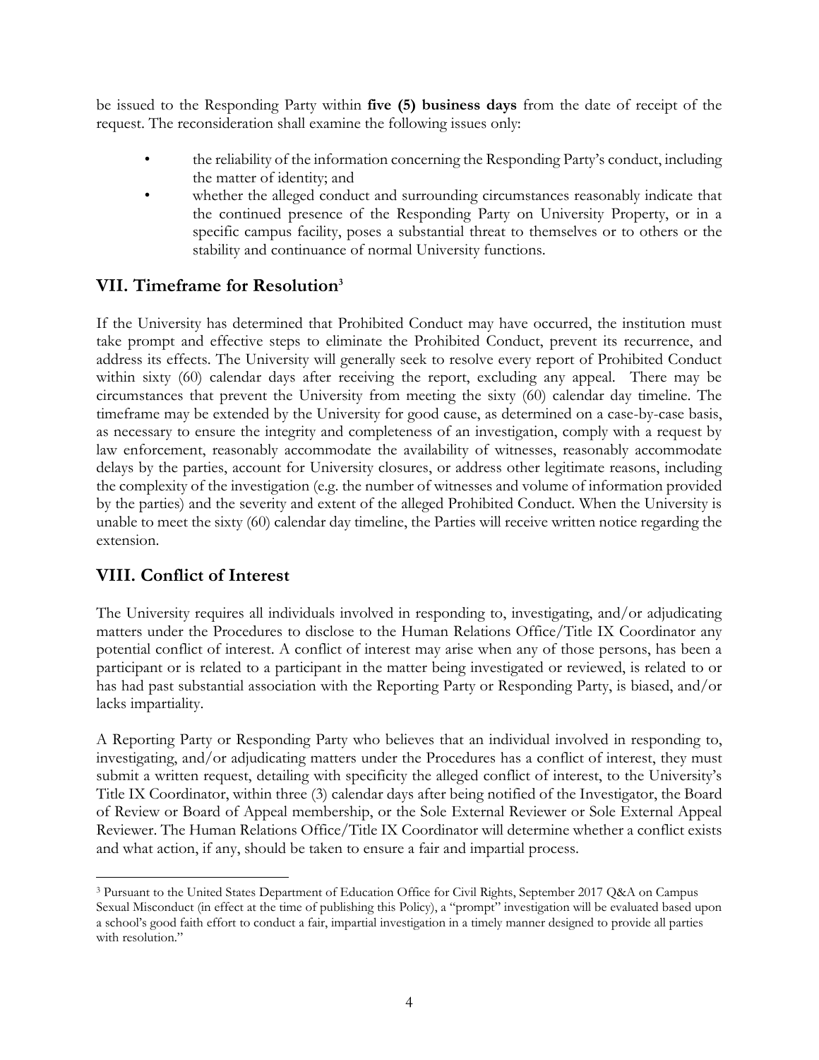be issued to the Responding Party within **five (5) business days** from the date of receipt of the request. The reconsideration shall examine the following issues only:

- the reliability of the information concerning the Responding Party's conduct, including the matter of identity; and
- whether the alleged conduct and surrounding circumstances reasonably indicate that the continued presence of the Responding Party on University Property, or in a specific campus facility, poses a substantial threat to themselves or to others or the stability and continuance of normal University functions.

## VII. Timeframe for Resolution[3]

If the University has determined that Prohibited Conduct may have occurred, the institution must take prompt and effective steps to eliminate the Prohibited Conduct, prevent its recurrence, and address its effects. The University will generally seek to resolve every report of Prohibited Conduct within sixty (60) calendar days after receiving the report, excluding any appeal. There may be circumstances that prevent the University from meeting the sixty (60) calendar day timeline. The timeframe may be extended by the University for good cause, as determined on a case-by-case basis, as necessary to ensure the integrity and completeness of an investigation, comply with a request by law enforcement, reasonably accommodate the availability of witnesses, reasonably accommodate delays by the parties, account for University closures, or address other legitimate reasons, including the complexity of the investigation (e.g. the number of witnesses and volume of information provided by the parties) and the severity and extent of the alleged Prohibited Conduct. When the University is unable to meet the sixty (60) calendar day timeline, the Parties will receive written notice regarding the extension.

## VIII. Conflict of Interest

The University requires all individuals involved in responding to, investigating, and/or adjudicating matters under the Procedures to disclose to the Human Relations Office/Title IX Coordinator any potential conflict of interest. A conflict of interest may arise when any of those persons, has been a participant or is related to a participant in the matter being investigated or reviewed, is related to or has had past substantial association with the Reporting Party or Responding Party, is biased, and/or lacks impartiality.

A Reporting Party or Responding Party who believes that an individual involved in responding to, investigating, and/or adjudicating matters under the Procedures has a conflict of interest, they must submit a written request, detailing with specificity the alleged conflict of interest, to the University's Title IX Coordinator, within three (3) calendar days after being notified of the Investigator, the Board of Review or Board of Appeal membership, or the Sole External Reviewer or Sole External Appeal Reviewer. The Human Relations Office/Title IX Coordinator will determine whether a conflict exists and what action, if any, should be taken to ensure a fair and impartial process.

---

[3] Pursuant to the United States Department of Education Office for Civil Rights, September 2017 Q&A on Campus Sexual Misconduct (in effect at the time of publishing this Policy), a "prompt" investigation will be evaluated based upon a school's good faith effort to conduct a fair, impartial investigation in a timely manner designed to provide all parties with resolution."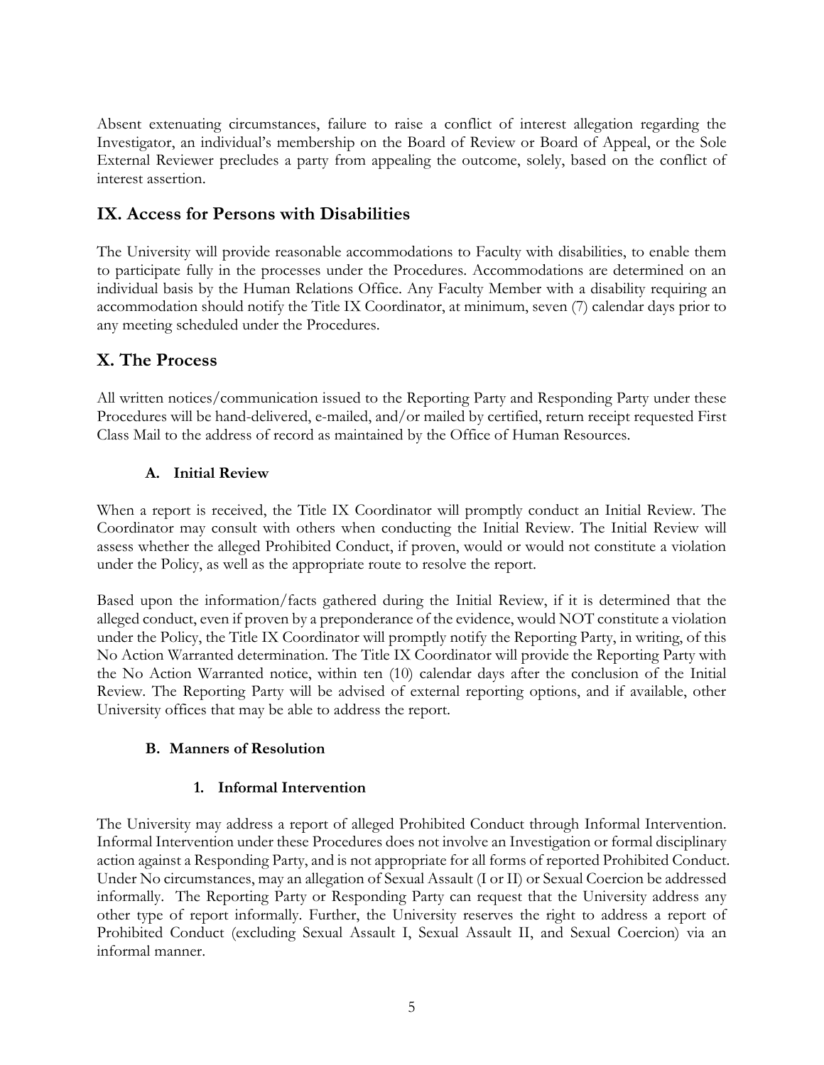Absent extenuating circumstances, failure to raise a conflict of interest allegation regarding the Investigator, an individual's membership on the Board of Review or Board of Appeal, or the Sole External Reviewer precludes a party from appealing the outcome, solely, based on the conflict of interest assertion.

## IX. Access for Persons with Disabilities

The University will provide reasonable accommodations to Faculty with disabilities, to enable them to participate fully in the processes under the Procedures. Accommodations are determined on an individual basis by the Human Relations Office. Any Faculty Member with a disability requiring an accommodation should notify the Title IX Coordinator, at minimum, seven (7) calendar days prior to any meeting scheduled under the Procedures.

## X. The Process

All written notices/communication issued to the Reporting Party and Responding Party under these Procedures will be hand-delivered, e-mailed, and/or mailed by certified, return receipt requested First Class Mail to the address of record as maintained by the Office of Human Resources.

### A. Initial Review

When a report is received, the Title IX Coordinator will promptly conduct an Initial Review. The Coordinator may consult with others when conducting the Initial Review. The Initial Review will assess whether the alleged Prohibited Conduct, if proven, would or would not constitute a violation under the Policy, as well as the appropriate route to resolve the report.

Based upon the information/facts gathered during the Initial Review, if it is determined that the alleged conduct, even if proven by a preponderance of the evidence, would NOT constitute a violation under the Policy, the Title IX Coordinator will promptly notify the Reporting Party, in writing, of this No Action Warranted determination. The Title IX Coordinator will provide the Reporting Party with the No Action Warranted notice, within ten (10) calendar days after the conclusion of the Initial Review. The Reporting Party will be advised of external reporting options, and if available, other University offices that may be able to address the report.

### B. Manners of Resolution

#### 1. Informal Intervention

The University may address a report of alleged Prohibited Conduct through Informal Intervention. Informal Intervention under these Procedures does not involve an Investigation or formal disciplinary action against a Responding Party, and is not appropriate for all forms of reported Prohibited Conduct. Under No circumstances, may an allegation of Sexual Assault (I or II) or Sexual Coercion be addressed informally. The Reporting Party or Responding Party can request that the University address any other type of report informally. Further, the University reserves the right to address a report of Prohibited Conduct (excluding Sexual Assault I, Sexual Assault II, and Sexual Coercion) via an informal manner.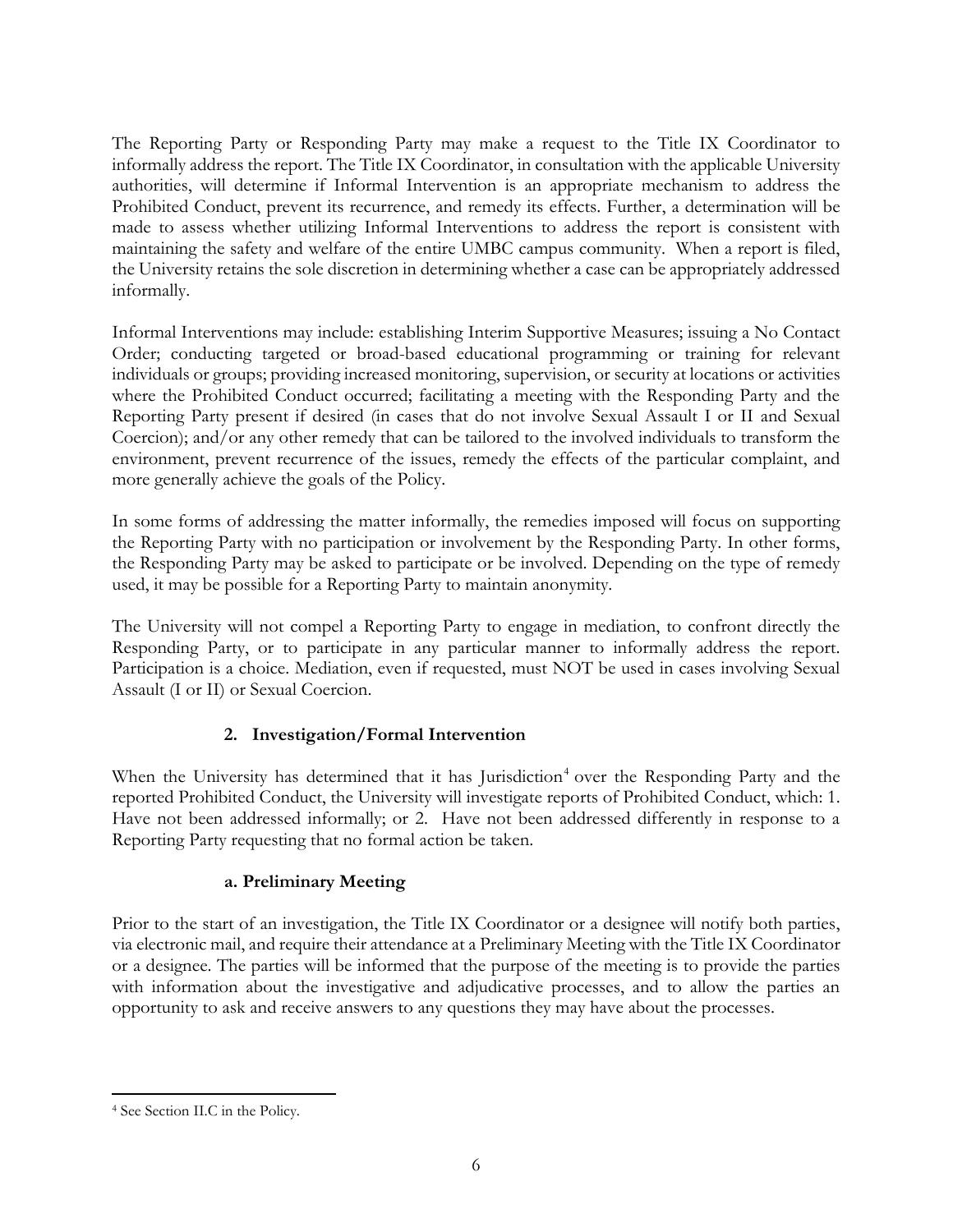The Reporting Party or Responding Party may make a request to the Title IX Coordinator to informally address the report. The Title IX Coordinator, in consultation with the applicable University authorities, will determine if Informal Intervention is an appropriate mechanism to address the Prohibited Conduct, prevent its recurrence, and remedy its effects. Further, a determination will be made to assess whether utilizing Informal Interventions to address the report is consistent with maintaining the safety and welfare of the entire UMBC campus community. When a report is filed, the University retains the sole discretion in determining whether a case can be appropriately addressed informally.

Informal Interventions may include: establishing Interim Supportive Measures; issuing a No Contact Order; conducting targeted or broad-based educational programming or training for relevant individuals or groups; providing increased monitoring, supervision, or security at locations or activities where the Prohibited Conduct occurred; facilitating a meeting with the Responding Party and the Reporting Party present if desired (in cases that do not involve Sexual Assault I or II and Sexual Coercion); and/or any other remedy that can be tailored to the involved individuals to transform the environment, prevent recurrence of the issues, remedy the effects of the particular complaint, and more generally achieve the goals of the Policy.

In some forms of addressing the matter informally, the remedies imposed will focus on supporting the Reporting Party with no participation or involvement by the Responding Party. In other forms, the Responding Party may be asked to participate or be involved. Depending on the type of remedy used, it may be possible for a Reporting Party to maintain anonymity.

The University will not compel a Reporting Party to engage in mediation, to confront directly the Responding Party, or to participate in any particular manner to informally address the report. Participation is a choice. Mediation, even if requested, must NOT be used in cases involving Sexual Assault (I or II) or Sexual Coercion.

### 2. Investigation/Formal Intervention

When the University has determined that it has Jurisdiction[4] over the Responding Party and the reported Prohibited Conduct, the University will investigate reports of Prohibited Conduct, which: 1. Have not been addressed informally; or 2. Have not been addressed differently in response to a Reporting Party requesting that no formal action be taken.

#### a. Preliminary Meeting

Prior to the start of an investigation, the Title IX Coordinator or a designee will notify both parties, via electronic mail, and require their attendance at a Preliminary Meeting with the Title IX Coordinator or a designee. The parties will be informed that the purpose of the meeting is to provide the parties with information about the investigative and adjudicative processes, and to allow the parties an opportunity to ask and receive answers to any questions they may have about the processes.

[4] See Section II.C in the Policy.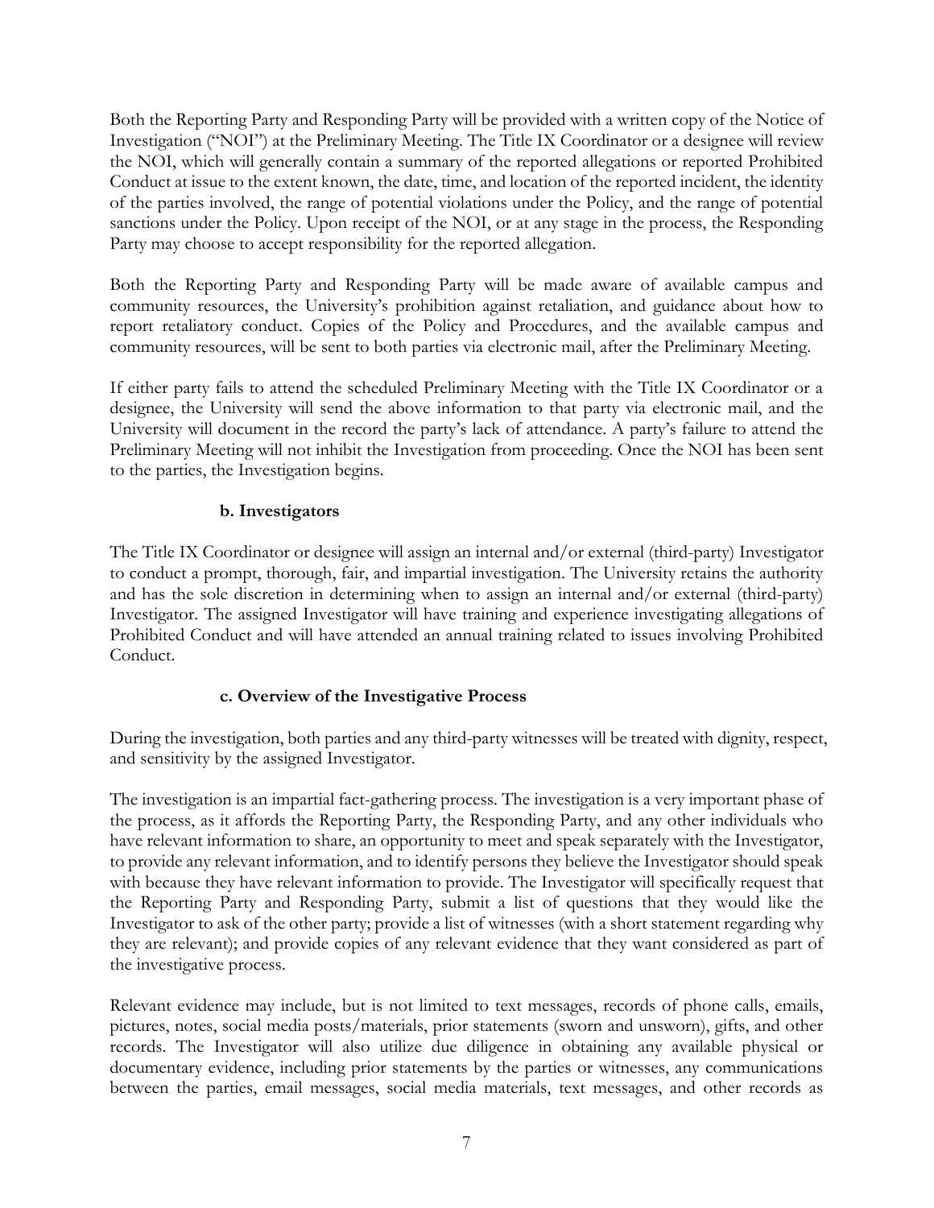Both the Reporting Party and Responding Party will be provided with a written copy of the Notice of Investigation ("NOI") at the Preliminary Meeting. The Title IX Coordinator or a designee will review the NOI, which will generally contain a summary of the reported allegations or reported Prohibited Conduct at issue to the extent known, the date, time, and location of the reported incident, the identity of the parties involved, the range of potential violations under the Policy, and the range of potential sanctions under the Policy. Upon receipt of the NOI, or at any stage in the process, the Responding Party may choose to accept responsibility for the reported allegation.

Both the Reporting Party and Responding Party will be made aware of available campus and community resources, the University's prohibition against retaliation, and guidance about how to report retaliatory conduct. Copies of the Policy and Procedures, and the available campus and community resources, will be sent to both parties via electronic mail, after the Preliminary Meeting.

If either party fails to attend the scheduled Preliminary Meeting with the Title IX Coordinator or a designee, the University will send the above information to that party via electronic mail, and the University will document in the record the party's lack of attendance. A party's failure to attend the Preliminary Meeting will not inhibit the Investigation from proceeding. Once the NOI has been sent to the parties, the Investigation begins.

### b. Investigators

The Title IX Coordinator or designee will assign an internal and/or external (third-party) Investigator to conduct a prompt, thorough, fair, and impartial investigation. The University retains the authority and has the sole discretion in determining when to assign an internal and/or external (third-party) Investigator. The assigned Investigator will have training and experience investigating allegations of Prohibited Conduct and will have attended an annual training related to issues involving Prohibited Conduct.

### c. Overview of the Investigative Process

During the investigation, both parties and any third-party witnesses will be treated with dignity, respect, and sensitivity by the assigned Investigator.

The investigation is an impartial fact-gathering process. The investigation is a very important phase of the process, as it affords the Reporting Party, the Responding Party, and any other individuals who have relevant information to share, an opportunity to meet and speak separately with the Investigator, to provide any relevant information, and to identify persons they believe the Investigator should speak with because they have relevant information to provide. The Investigator will specifically request that the Reporting Party and Responding Party, submit a list of questions that they would like the Investigator to ask of the other party; provide a list of witnesses (with a short statement regarding why they are relevant); and provide copies of any relevant evidence that they want considered as part of the investigative process.

Relevant evidence may include, but is not limited to text messages, records of phone calls, emails, pictures, notes, social media posts/materials, prior statements (sworn and unsworn), gifts, and other records. The Investigator will also utilize due diligence in obtaining any available physical or documentary evidence, including prior statements by the parties or witnesses, any communications between the parties, email messages, social media materials, text messages, and other records as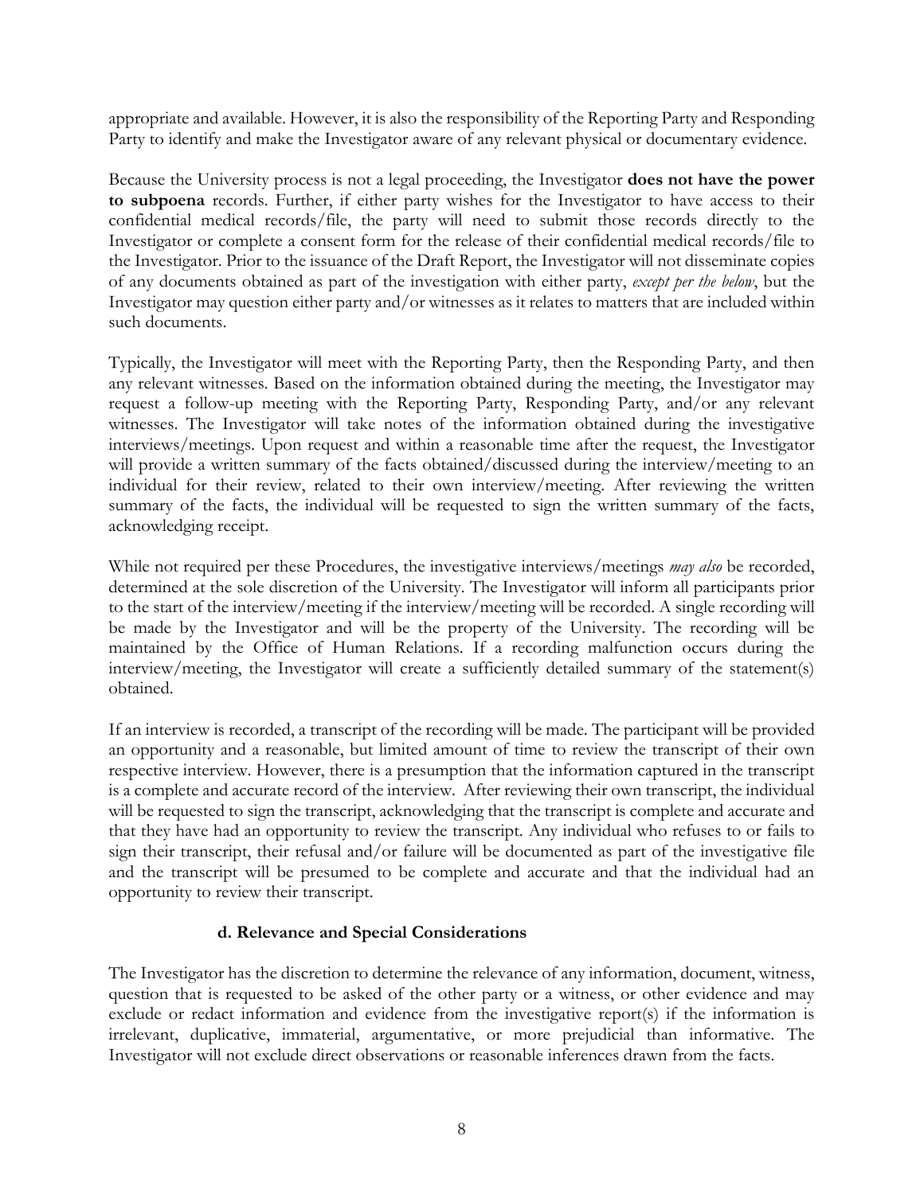appropriate and available. However, it is also the responsibility of the Reporting Party and Responding Party to identify and make the Investigator aware of any relevant physical or documentary evidence.

Because the University process is not a legal proceeding, the Investigator **does not have the power to subpoena** records. Further, if either party wishes for the Investigator to have access to their confidential medical records/file, the party will need to submit those records directly to the Investigator or complete a consent form for the release of their confidential medical records/file to the Investigator. Prior to the issuance of the Draft Report, the Investigator will not disseminate copies of any documents obtained as part of the investigation with either party, *except per the below*, but the Investigator may question either party and/or witnesses as it relates to matters that are included within such documents.

Typically, the Investigator will meet with the Reporting Party, then the Responding Party, and then any relevant witnesses. Based on the information obtained during the meeting, the Investigator may request a follow-up meeting with the Reporting Party, Responding Party, and/or any relevant witnesses. The Investigator will take notes of the information obtained during the investigative interviews/meetings. Upon request and within a reasonable time after the request, the Investigator will provide a written summary of the facts obtained/discussed during the interview/meeting to an individual for their review, related to their own interview/meeting. After reviewing the written summary of the facts, the individual will be requested to sign the written summary of the facts, acknowledging receipt.

While not required per these Procedures, the investigative interviews/meetings *may also* be recorded, determined at the sole discretion of the University. The Investigator will inform all participants prior to the start of the interview/meeting if the interview/meeting will be recorded. A single recording will be made by the Investigator and will be the property of the University. The recording will be maintained by the Office of Human Relations. If a recording malfunction occurs during the interview/meeting, the Investigator will create a sufficiently detailed summary of the statement(s) obtained.

If an interview is recorded, a transcript of the recording will be made. The participant will be provided an opportunity and a reasonable, but limited amount of time to review the transcript of their own respective interview. However, there is a presumption that the information captured in the transcript is a complete and accurate record of the interview. After reviewing their own transcript, the individual will be requested to sign the transcript, acknowledging that the transcript is complete and accurate and that they have had an opportunity to review the transcript. Any individual who refuses to or fails to sign their transcript, their refusal and/or failure will be documented as part of the investigative file and the transcript will be presumed to be complete and accurate and that the individual had an opportunity to review their transcript.

#### d. Relevance and Special Considerations

The Investigator has the discretion to determine the relevance of any information, document, witness, question that is requested to be asked of the other party or a witness, or other evidence and may exclude or redact information and evidence from the investigative report(s) if the information is irrelevant, duplicative, immaterial, argumentative, or more prejudicial than informative. The Investigator will not exclude direct observations or reasonable inferences drawn from the facts.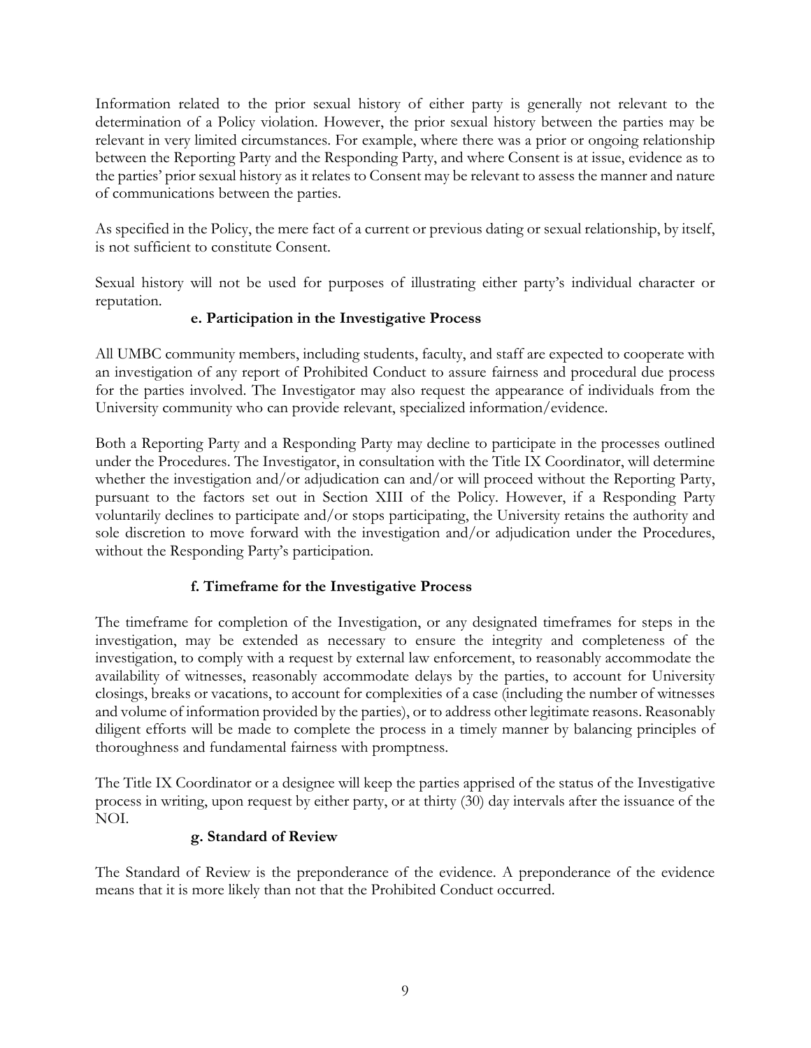Information related to the prior sexual history of either party is generally not relevant to the determination of a Policy violation. However, the prior sexual history between the parties may be relevant in very limited circumstances. For example, where there was a prior or ongoing relationship between the Reporting Party and the Responding Party, and where Consent is at issue, evidence as to the parties' prior sexual history as it relates to Consent may be relevant to assess the manner and nature of communications between the parties.

As specified in the Policy, the mere fact of a current or previous dating or sexual relationship, by itself, is not sufficient to constitute Consent.

Sexual history will not be used for purposes of illustrating either party's individual character or reputation.

#### e. Participation in the Investigative Process

All UMBC community members, including students, faculty, and staff are expected to cooperate with an investigation of any report of Prohibited Conduct to assure fairness and procedural due process for the parties involved. The Investigator may also request the appearance of individuals from the University community who can provide relevant, specialized information/evidence.

Both a Reporting Party and a Responding Party may decline to participate in the processes outlined under the Procedures. The Investigator, in consultation with the Title IX Coordinator, will determine whether the investigation and/or adjudication can and/or will proceed without the Reporting Party, pursuant to the factors set out in Section XIII of the Policy. However, if a Responding Party voluntarily declines to participate and/or stops participating, the University retains the authority and sole discretion to move forward with the investigation and/or adjudication under the Procedures, without the Responding Party's participation.

#### f. Timeframe for the Investigative Process

The timeframe for completion of the Investigation, or any designated timeframes for steps in the investigation, may be extended as necessary to ensure the integrity and completeness of the investigation, to comply with a request by external law enforcement, to reasonably accommodate the availability of witnesses, reasonably accommodate delays by the parties, to account for University closings, breaks or vacations, to account for complexities of a case (including the number of witnesses and volume of information provided by the parties), or to address other legitimate reasons. Reasonably diligent efforts will be made to complete the process in a timely manner by balancing principles of thoroughness and fundamental fairness with promptness.

The Title IX Coordinator or a designee will keep the parties apprised of the status of the Investigative process in writing, upon request by either party, or at thirty (30) day intervals after the issuance of the NOI.

#### g. Standard of Review

The Standard of Review is the preponderance of the evidence. A preponderance of the evidence means that it is more likely than not that the Prohibited Conduct occurred.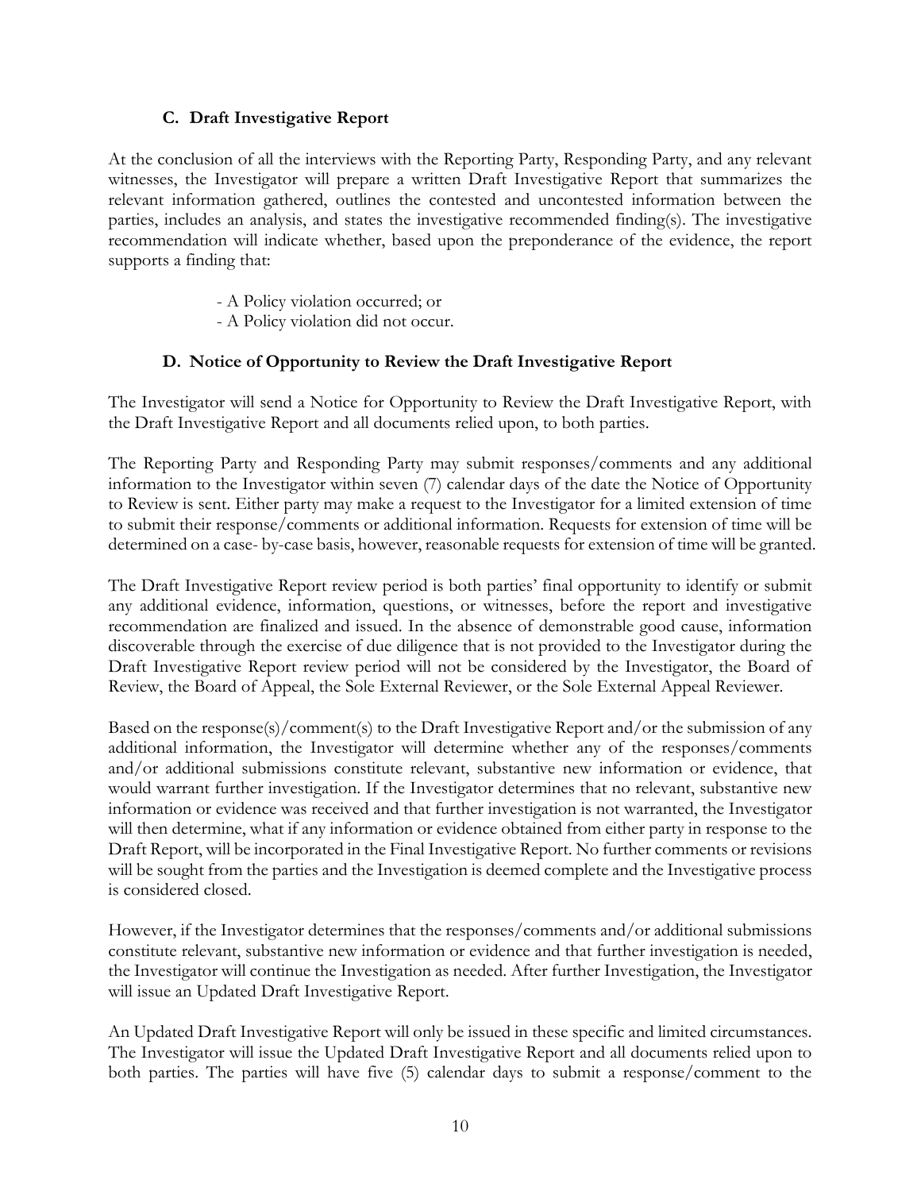### C. Draft Investigative Report

At the conclusion of all the interviews with the Reporting Party, Responding Party, and any relevant witnesses, the Investigator will prepare a written Draft Investigative Report that summarizes the relevant information gathered, outlines the contested and uncontested information between the parties, includes an analysis, and states the investigative recommended finding(s). The investigative recommendation will indicate whether, based upon the preponderance of the evidence, the report supports a finding that:

- A Policy violation occurred; or
- A Policy violation did not occur.

### D. Notice of Opportunity to Review the Draft Investigative Report

The Investigator will send a Notice for Opportunity to Review the Draft Investigative Report, with the Draft Investigative Report and all documents relied upon, to both parties.

The Reporting Party and Responding Party may submit responses/comments and any additional information to the Investigator within seven (7) calendar days of the date the Notice of Opportunity to Review is sent. Either party may make a request to the Investigator for a limited extension of time to submit their response/comments or additional information. Requests for extension of time will be determined on a case- by-case basis, however, reasonable requests for extension of time will be granted.

The Draft Investigative Report review period is both parties' final opportunity to identify or submit any additional evidence, information, questions, or witnesses, before the report and investigative recommendation are finalized and issued. In the absence of demonstrable good cause, information discoverable through the exercise of due diligence that is not provided to the Investigator during the Draft Investigative Report review period will not be considered by the Investigator, the Board of Review, the Board of Appeal, the Sole External Reviewer, or the Sole External Appeal Reviewer.

Based on the response(s)/comment(s) to the Draft Investigative Report and/or the submission of any additional information, the Investigator will determine whether any of the responses/comments and/or additional submissions constitute relevant, substantive new information or evidence, that would warrant further investigation. If the Investigator determines that no relevant, substantive new information or evidence was received and that further investigation is not warranted, the Investigator will then determine, what if any information or evidence obtained from either party in response to the Draft Report, will be incorporated in the Final Investigative Report. No further comments or revisions will be sought from the parties and the Investigation is deemed complete and the Investigative process is considered closed.

However, if the Investigator determines that the responses/comments and/or additional submissions constitute relevant, substantive new information or evidence and that further investigation is needed, the Investigator will continue the Investigation as needed. After further Investigation, the Investigator will issue an Updated Draft Investigative Report.

An Updated Draft Investigative Report will only be issued in these specific and limited circumstances. The Investigator will issue the Updated Draft Investigative Report and all documents relied upon to both parties. The parties will have five (5) calendar days to submit a response/comment to the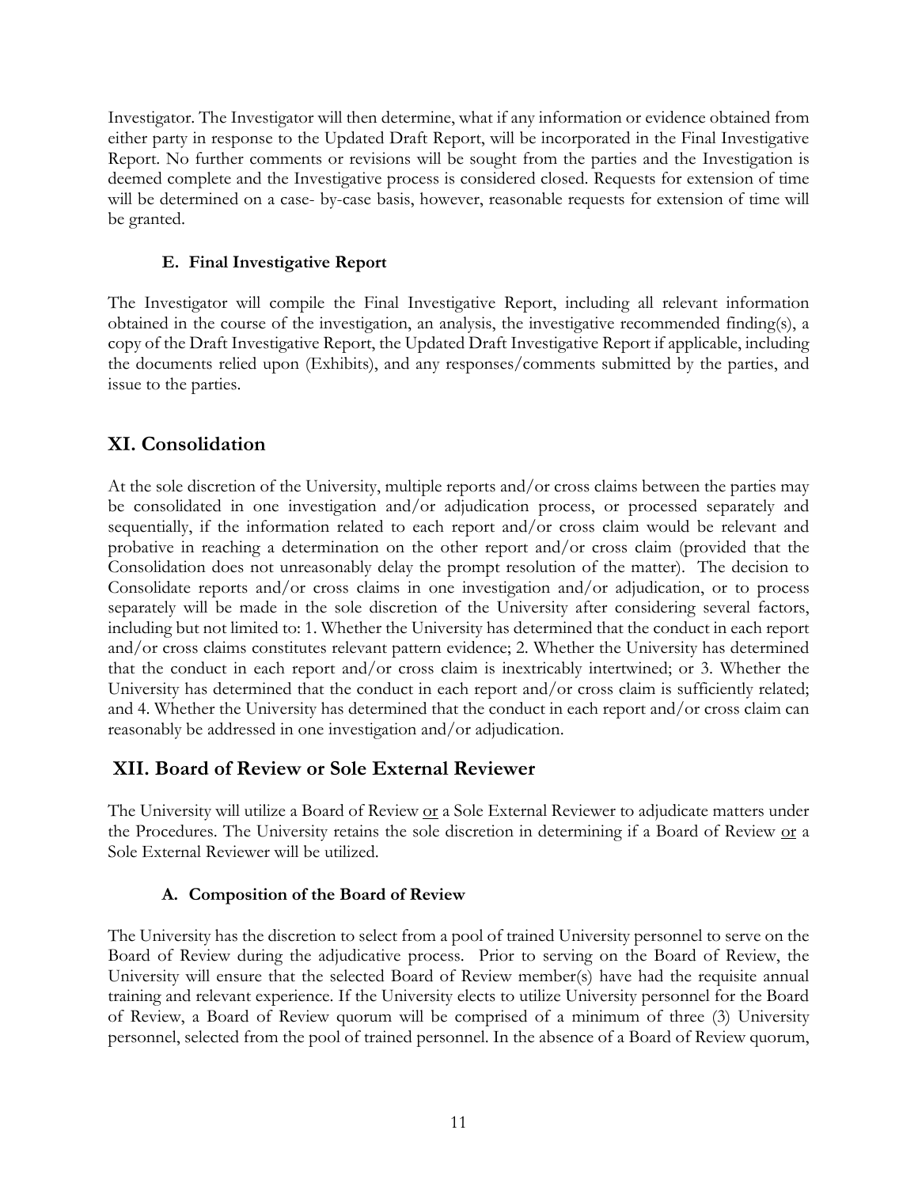Investigator. The Investigator will then determine, what if any information or evidence obtained from either party in response to the Updated Draft Report, will be incorporated in the Final Investigative Report. No further comments or revisions will be sought from the parties and the Investigation is deemed complete and the Investigative process is considered closed. Requests for extension of time will be determined on a case- by-case basis, however, reasonable requests for extension of time will be granted.

### E. Final Investigative Report

The Investigator will compile the Final Investigative Report, including all relevant information obtained in the course of the investigation, an analysis, the investigative recommended finding(s), a copy of the Draft Investigative Report, the Updated Draft Investigative Report if applicable, including the documents relied upon (Exhibits), and any responses/comments submitted by the parties, and issue to the parties.

## XI. Consolidation

At the sole discretion of the University, multiple reports and/or cross claims between the parties may be consolidated in one investigation and/or adjudication process, or processed separately and sequentially, if the information related to each report and/or cross claim would be relevant and probative in reaching a determination on the other report and/or cross claim (provided that the Consolidation does not unreasonably delay the prompt resolution of the matter). The decision to Consolidate reports and/or cross claims in one investigation and/or adjudication, or to process separately will be made in the sole discretion of the University after considering several factors, including but not limited to: 1. Whether the University has determined that the conduct in each report and/or cross claims constitutes relevant pattern evidence; 2. Whether the University has determined that the conduct in each report and/or cross claim is inextricably intertwined; or 3. Whether the University has determined that the conduct in each report and/or cross claim is sufficiently related; and 4. Whether the University has determined that the conduct in each report and/or cross claim can reasonably be addressed in one investigation and/or adjudication.

## XII. Board of Review or Sole External Reviewer

The University will utilize a Board of Review <u>or</u> a Sole External Reviewer to adjudicate matters under the Procedures. The University retains the sole discretion in determining if a Board of Review <u>or</u> a Sole External Reviewer will be utilized.

### A. Composition of the Board of Review

The University has the discretion to select from a pool of trained University personnel to serve on the Board of Review during the adjudicative process. Prior to serving on the Board of Review, the University will ensure that the selected Board of Review member(s) have had the requisite annual training and relevant experience. If the University elects to utilize University personnel for the Board of Review, a Board of Review quorum will be comprised of a minimum of three (3) University personnel, selected from the pool of trained personnel. In the absence of a Board of Review quorum,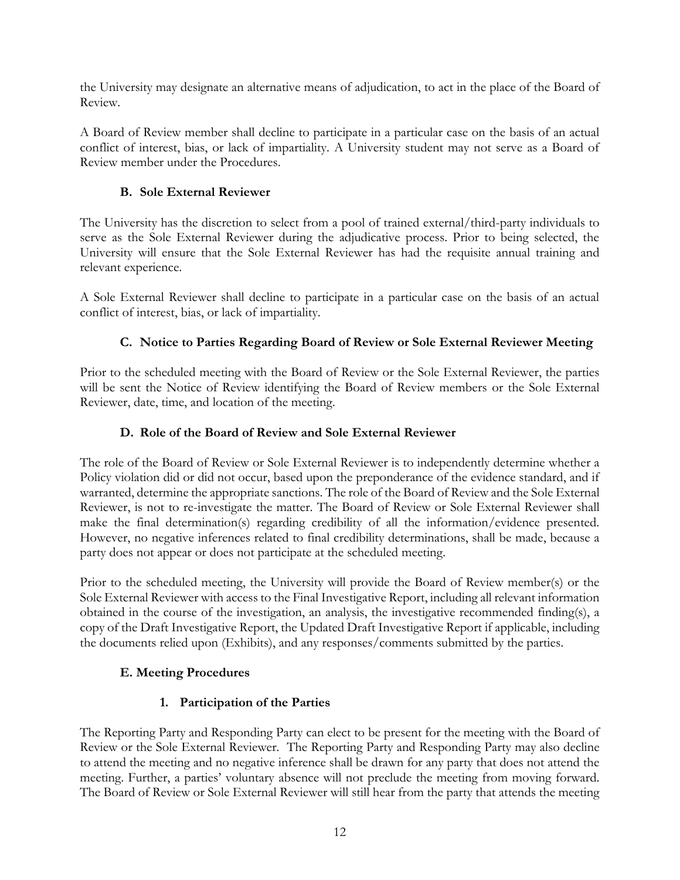the University may designate an alternative means of adjudication, to act in the place of the Board of Review.

A Board of Review member shall decline to participate in a particular case on the basis of an actual conflict of interest, bias, or lack of impartiality. A University student may not serve as a Board of Review member under the Procedures.

### B. Sole External Reviewer

The University has the discretion to select from a pool of trained external/third-party individuals to serve as the Sole External Reviewer during the adjudicative process. Prior to being selected, the University will ensure that the Sole External Reviewer has had the requisite annual training and relevant experience.

A Sole External Reviewer shall decline to participate in a particular case on the basis of an actual conflict of interest, bias, or lack of impartiality.

### C. Notice to Parties Regarding Board of Review or Sole External Reviewer Meeting

Prior to the scheduled meeting with the Board of Review or the Sole External Reviewer, the parties will be sent the Notice of Review identifying the Board of Review members or the Sole External Reviewer, date, time, and location of the meeting.

### D. Role of the Board of Review and Sole External Reviewer

The role of the Board of Review or Sole External Reviewer is to independently determine whether a Policy violation did or did not occur, based upon the preponderance of the evidence standard, and if warranted, determine the appropriate sanctions. The role of the Board of Review and the Sole External Reviewer, is not to re-investigate the matter. The Board of Review or Sole External Reviewer shall make the final determination(s) regarding credibility of all the information/evidence presented. However, no negative inferences related to final credibility determinations, shall be made, because a party does not appear or does not participate at the scheduled meeting.

Prior to the scheduled meeting, the University will provide the Board of Review member(s) or the Sole External Reviewer with access to the Final Investigative Report, including all relevant information obtained in the course of the investigation, an analysis, the investigative recommended finding(s), a copy of the Draft Investigative Report, the Updated Draft Investigative Report if applicable, including the documents relied upon (Exhibits), and any responses/comments submitted by the parties.

### E. Meeting Procedures

#### 1. Participation of the Parties

The Reporting Party and Responding Party can elect to be present for the meeting with the Board of Review or the Sole External Reviewer. The Reporting Party and Responding Party may also decline to attend the meeting and no negative inference shall be drawn for any party that does not attend the meeting. Further, a parties' voluntary absence will not preclude the meeting from moving forward. The Board of Review or Sole External Reviewer will still hear from the party that attends the meeting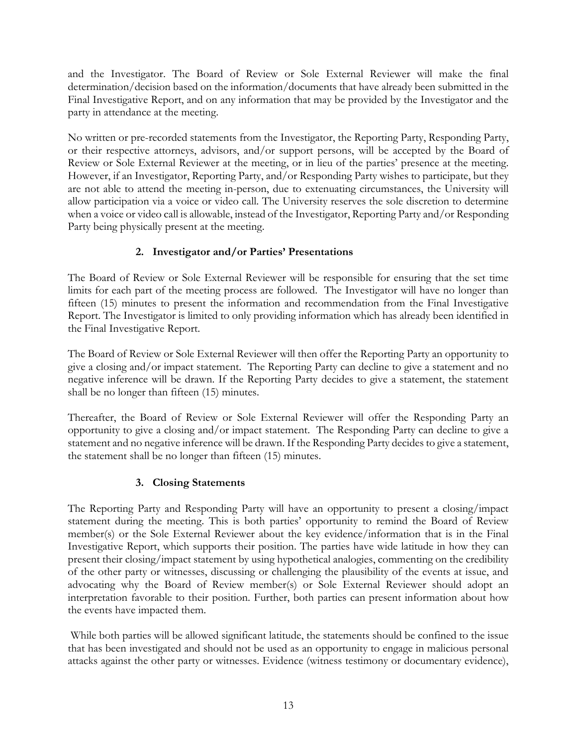and the Investigator. The Board of Review or Sole External Reviewer will make the final determination/decision based on the information/documents that have already been submitted in the Final Investigative Report, and on any information that may be provided by the Investigator and the party in attendance at the meeting.

No written or pre-recorded statements from the Investigator, the Reporting Party, Responding Party, or their respective attorneys, advisors, and/or support persons, will be accepted by the Board of Review or Sole External Reviewer at the meeting, or in lieu of the parties' presence at the meeting. However, if an Investigator, Reporting Party, and/or Responding Party wishes to participate, but they are not able to attend the meeting in-person, due to extenuating circumstances, the University will allow participation via a voice or video call. The University reserves the sole discretion to determine when a voice or video call is allowable, instead of the Investigator, Reporting Party and/or Responding Party being physically present at the meeting.

### 2. Investigator and/or Parties' Presentations

The Board of Review or Sole External Reviewer will be responsible for ensuring that the set time limits for each part of the meeting process are followed. The Investigator will have no longer than fifteen (15) minutes to present the information and recommendation from the Final Investigative Report. The Investigator is limited to only providing information which has already been identified in the Final Investigative Report.

The Board of Review or Sole External Reviewer will then offer the Reporting Party an opportunity to give a closing and/or impact statement. The Reporting Party can decline to give a statement and no negative inference will be drawn. If the Reporting Party decides to give a statement, the statement shall be no longer than fifteen (15) minutes.

Thereafter, the Board of Review or Sole External Reviewer will offer the Responding Party an opportunity to give a closing and/or impact statement. The Responding Party can decline to give a statement and no negative inference will be drawn. If the Responding Party decides to give a statement, the statement shall be no longer than fifteen (15) minutes.

### 3. Closing Statements

The Reporting Party and Responding Party will have an opportunity to present a closing/impact statement during the meeting. This is both parties' opportunity to remind the Board of Review member(s) or the Sole External Reviewer about the key evidence/information that is in the Final Investigative Report, which supports their position. The parties have wide latitude in how they can present their closing/impact statement by using hypothetical analogies, commenting on the credibility of the other party or witnesses, discussing or challenging the plausibility of the events at issue, and advocating why the Board of Review member(s) or Sole External Reviewer should adopt an interpretation favorable to their position. Further, both parties can present information about how the events have impacted them.

While both parties will be allowed significant latitude, the statements should be confined to the issue that has been investigated and should not be used as an opportunity to engage in malicious personal attacks against the other party or witnesses. Evidence (witness testimony or documentary evidence),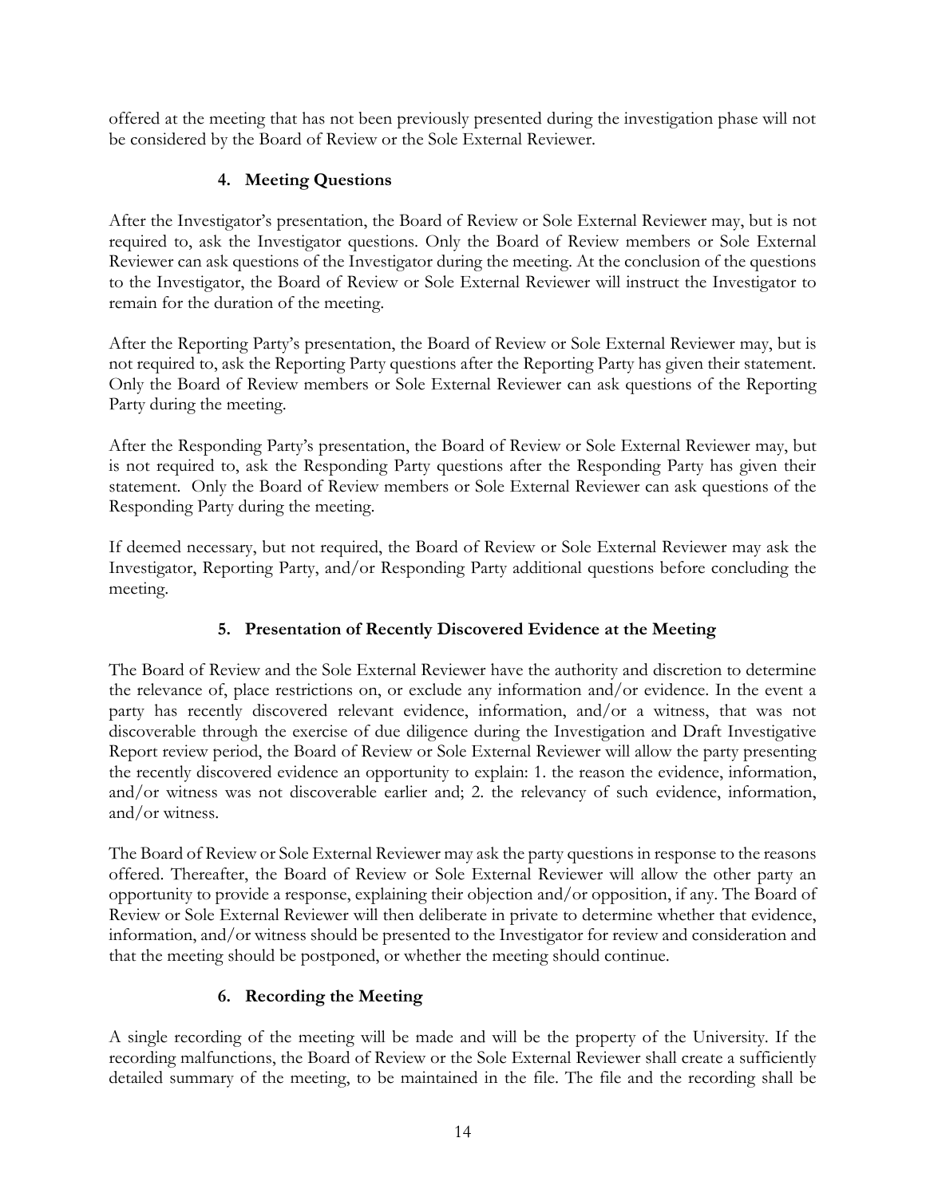offered at the meeting that has not been previously presented during the investigation phase will not be considered by the Board of Review or the Sole External Reviewer.

### 4. Meeting Questions

After the Investigator's presentation, the Board of Review or Sole External Reviewer may, but is not required to, ask the Investigator questions. Only the Board of Review members or Sole External Reviewer can ask questions of the Investigator during the meeting. At the conclusion of the questions to the Investigator, the Board of Review or Sole External Reviewer will instruct the Investigator to remain for the duration of the meeting.

After the Reporting Party's presentation, the Board of Review or Sole External Reviewer may, but is not required to, ask the Reporting Party questions after the Reporting Party has given their statement. Only the Board of Review members or Sole External Reviewer can ask questions of the Reporting Party during the meeting.

After the Responding Party's presentation, the Board of Review or Sole External Reviewer may, but is not required to, ask the Responding Party questions after the Responding Party has given their statement. Only the Board of Review members or Sole External Reviewer can ask questions of the Responding Party during the meeting.

If deemed necessary, but not required, the Board of Review or Sole External Reviewer may ask the Investigator, Reporting Party, and/or Responding Party additional questions before concluding the meeting.

### 5. Presentation of Recently Discovered Evidence at the Meeting

The Board of Review and the Sole External Reviewer have the authority and discretion to determine the relevance of, place restrictions on, or exclude any information and/or evidence. In the event a party has recently discovered relevant evidence, information, and/or a witness, that was not discoverable through the exercise of due diligence during the Investigation and Draft Investigative Report review period, the Board of Review or Sole External Reviewer will allow the party presenting the recently discovered evidence an opportunity to explain: 1. the reason the evidence, information, and/or witness was not discoverable earlier and; 2. the relevancy of such evidence, information, and/or witness.

The Board of Review or Sole External Reviewer may ask the party questions in response to the reasons offered. Thereafter, the Board of Review or Sole External Reviewer will allow the other party an opportunity to provide a response, explaining their objection and/or opposition, if any. The Board of Review or Sole External Reviewer will then deliberate in private to determine whether that evidence, information, and/or witness should be presented to the Investigator for review and consideration and that the meeting should be postponed, or whether the meeting should continue.

### 6. Recording the Meeting

A single recording of the meeting will be made and will be the property of the University. If the recording malfunctions, the Board of Review or the Sole External Reviewer shall create a sufficiently detailed summary of the meeting, to be maintained in the file. The file and the recording shall be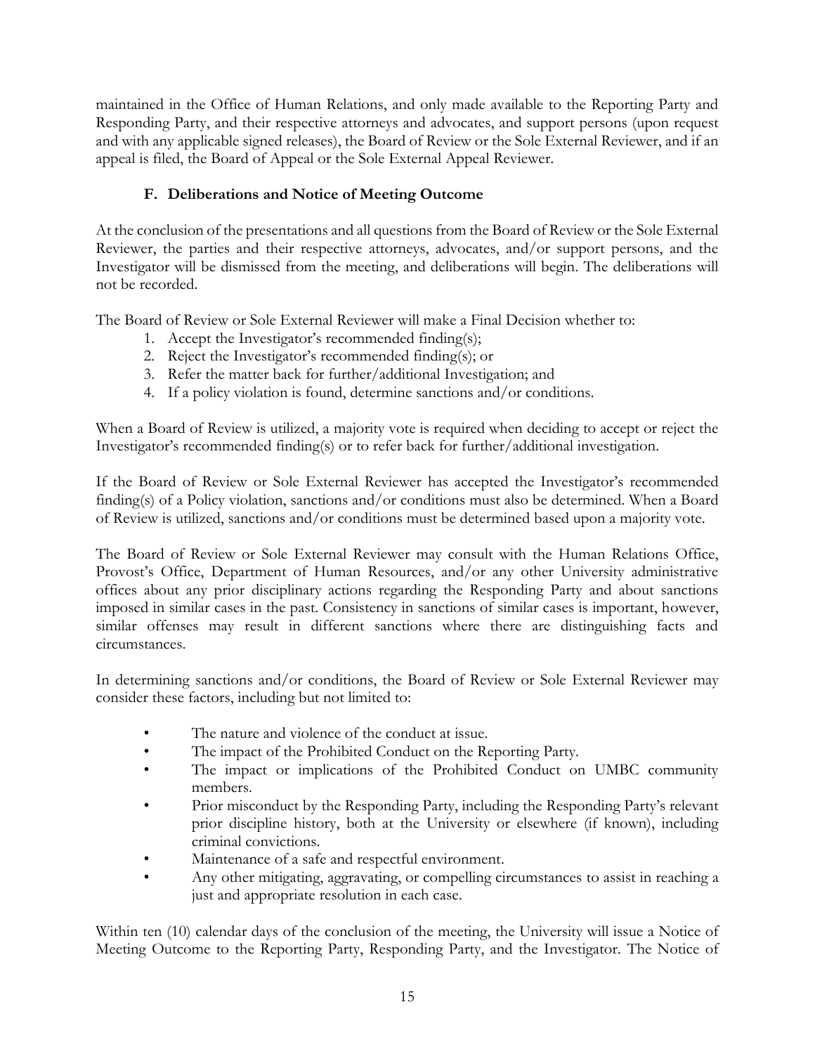maintained in the Office of Human Relations, and only made available to the Reporting Party and Responding Party, and their respective attorneys and advocates, and support persons (upon request and with any applicable signed releases), the Board of Review or the Sole External Reviewer, and if an appeal is filed, the Board of Appeal or the Sole External Appeal Reviewer.

### F. Deliberations and Notice of Meeting Outcome

At the conclusion of the presentations and all questions from the Board of Review or the Sole External Reviewer, the parties and their respective attorneys, advocates, and/or support persons, and the Investigator will be dismissed from the meeting, and deliberations will begin. The deliberations will not be recorded.

The Board of Review or Sole External Reviewer will make a Final Decision whether to:

1. Accept the Investigator's recommended finding(s);
2. Reject the Investigator's recommended finding(s); or
3. Refer the matter back for further/additional Investigation; and
4. If a policy violation is found, determine sanctions and/or conditions.

When a Board of Review is utilized, a majority vote is required when deciding to accept or reject the Investigator's recommended finding(s) or to refer back for further/additional investigation.

If the Board of Review or Sole External Reviewer has accepted the Investigator's recommended finding(s) of a Policy violation, sanctions and/or conditions must also be determined. When a Board of Review is utilized, sanctions and/or conditions must be determined based upon a majority vote.

The Board of Review or Sole External Reviewer may consult with the Human Relations Office, Provost's Office, Department of Human Resources, and/or any other University administrative offices about any prior disciplinary actions regarding the Responding Party and about sanctions imposed in similar cases in the past. Consistency in sanctions of similar cases is important, however, similar offenses may result in different sanctions where there are distinguishing facts and circumstances.

In determining sanctions and/or conditions, the Board of Review or Sole External Reviewer may consider these factors, including but not limited to:

- The nature and violence of the conduct at issue.
- The impact of the Prohibited Conduct on the Reporting Party.
- The impact or implications of the Prohibited Conduct on UMBC community members.
- Prior misconduct by the Responding Party, including the Responding Party's relevant prior discipline history, both at the University or elsewhere (if known), including criminal convictions.
- Maintenance of a safe and respectful environment.
- Any other mitigating, aggravating, or compelling circumstances to assist in reaching a just and appropriate resolution in each case.

Within ten (10) calendar days of the conclusion of the meeting, the University will issue a Notice of Meeting Outcome to the Reporting Party, Responding Party, and the Investigator. The Notice of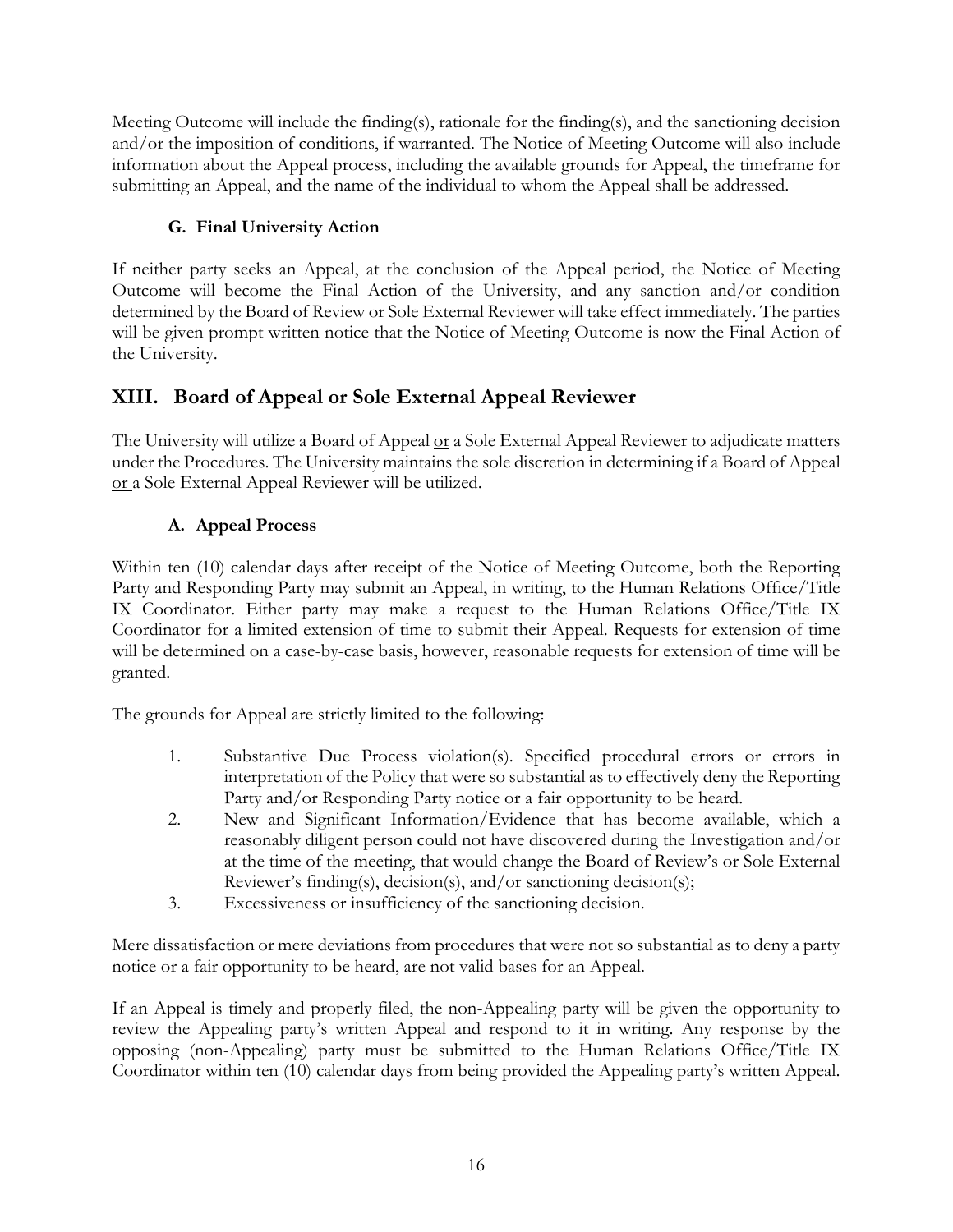Meeting Outcome will include the finding(s), rationale for the finding(s), and the sanctioning decision and/or the imposition of conditions, if warranted. The Notice of Meeting Outcome will also include information about the Appeal process, including the available grounds for Appeal, the timeframe for submitting an Appeal, and the name of the individual to whom the Appeal shall be addressed.

### G. Final University Action

If neither party seeks an Appeal, at the conclusion of the Appeal period, the Notice of Meeting Outcome will become the Final Action of the University, and any sanction and/or condition determined by the Board of Review or Sole External Reviewer will take effect immediately. The parties will be given prompt written notice that the Notice of Meeting Outcome is now the Final Action of the University.

## XIII. Board of Appeal or Sole External Appeal Reviewer

The University will utilize a Board of Appeal <u>or</u> a Sole External Appeal Reviewer to adjudicate matters under the Procedures. The University maintains the sole discretion in determining if a Board of Appeal <u>or</u> a Sole External Appeal Reviewer will be utilized.

### A. Appeal Process

Within ten (10) calendar days after receipt of the Notice of Meeting Outcome, both the Reporting Party and Responding Party may submit an Appeal, in writing, to the Human Relations Office/Title IX Coordinator. Either party may make a request to the Human Relations Office/Title IX Coordinator for a limited extension of time to submit their Appeal. Requests for extension of time will be determined on a case-by-case basis, however, reasonable requests for extension of time will be granted.

The grounds for Appeal are strictly limited to the following:

1. Substantive Due Process violation(s). Specified procedural errors or errors in interpretation of the Policy that were so substantial as to effectively deny the Reporting Party and/or Responding Party notice or a fair opportunity to be heard.
2. New and Significant Information/Evidence that has become available, which a reasonably diligent person could not have discovered during the Investigation and/or at the time of the meeting, that would change the Board of Review's or Sole External Reviewer's finding(s), decision(s), and/or sanctioning decision(s);
3. Excessiveness or insufficiency of the sanctioning decision.

Mere dissatisfaction or mere deviations from procedures that were not so substantial as to deny a party notice or a fair opportunity to be heard, are not valid bases for an Appeal.

If an Appeal is timely and properly filed, the non-Appealing party will be given the opportunity to review the Appealing party's written Appeal and respond to it in writing. Any response by the opposing (non-Appealing) party must be submitted to the Human Relations Office/Title IX Coordinator within ten (10) calendar days from being provided the Appealing party's written Appeal.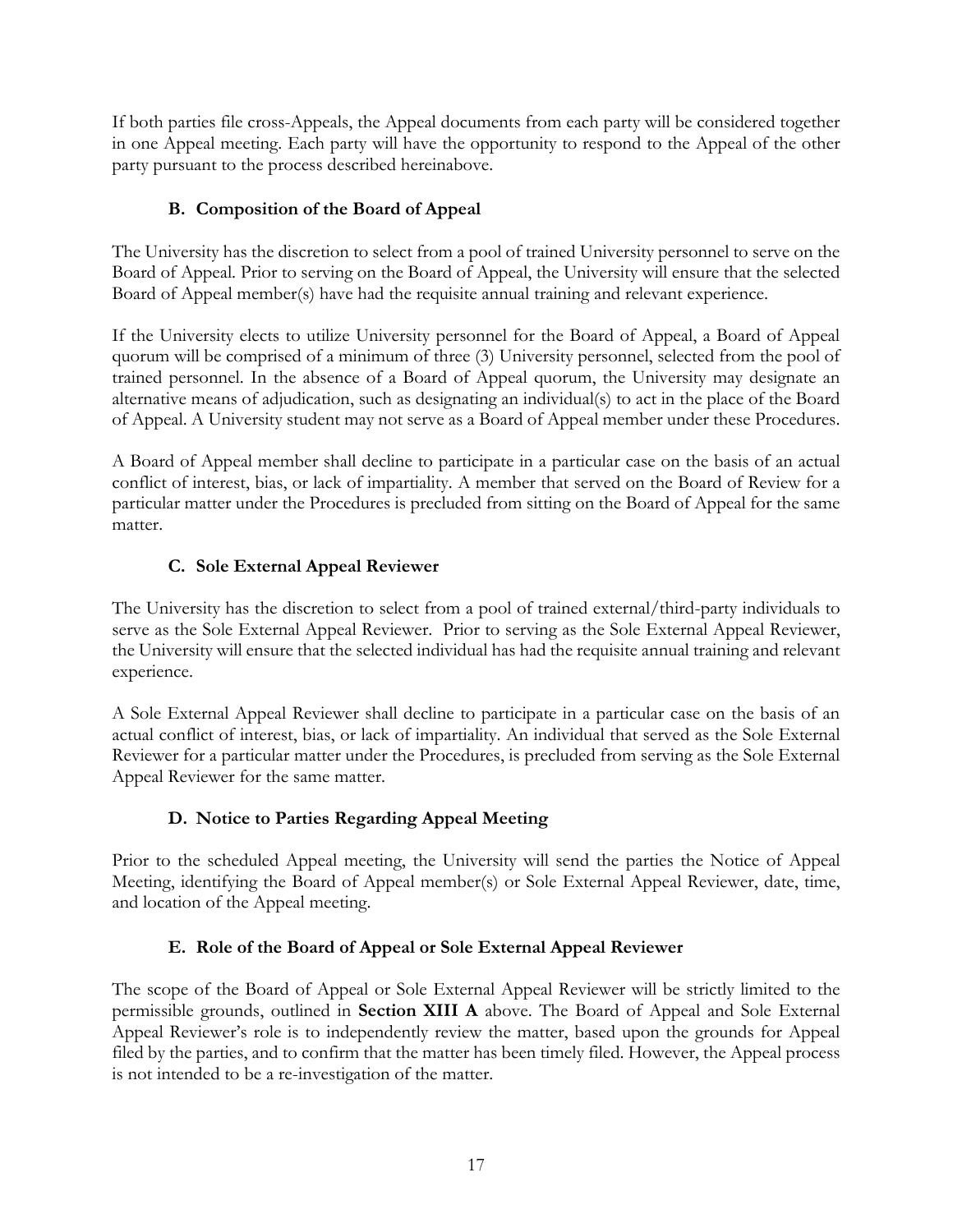If both parties file cross-Appeals, the Appeal documents from each party will be considered together in one Appeal meeting. Each party will have the opportunity to respond to the Appeal of the other party pursuant to the process described hereinabove.

### B. Composition of the Board of Appeal

The University has the discretion to select from a pool of trained University personnel to serve on the Board of Appeal. Prior to serving on the Board of Appeal, the University will ensure that the selected Board of Appeal member(s) have had the requisite annual training and relevant experience.

If the University elects to utilize University personnel for the Board of Appeal, a Board of Appeal quorum will be comprised of a minimum of three (3) University personnel, selected from the pool of trained personnel. In the absence of a Board of Appeal quorum, the University may designate an alternative means of adjudication, such as designating an individual(s) to act in the place of the Board of Appeal. A University student may not serve as a Board of Appeal member under these Procedures.

A Board of Appeal member shall decline to participate in a particular case on the basis of an actual conflict of interest, bias, or lack of impartiality. A member that served on the Board of Review for a particular matter under the Procedures is precluded from sitting on the Board of Appeal for the same matter.

### C. Sole External Appeal Reviewer

The University has the discretion to select from a pool of trained external/third-party individuals to serve as the Sole External Appeal Reviewer. Prior to serving as the Sole External Appeal Reviewer, the University will ensure that the selected individual has had the requisite annual training and relevant experience.

A Sole External Appeal Reviewer shall decline to participate in a particular case on the basis of an actual conflict of interest, bias, or lack of impartiality. An individual that served as the Sole External Reviewer for a particular matter under the Procedures, is precluded from serving as the Sole External Appeal Reviewer for the same matter.

### D. Notice to Parties Regarding Appeal Meeting

Prior to the scheduled Appeal meeting, the University will send the parties the Notice of Appeal Meeting, identifying the Board of Appeal member(s) or Sole External Appeal Reviewer, date, time, and location of the Appeal meeting.

### E. Role of the Board of Appeal or Sole External Appeal Reviewer

The scope of the Board of Appeal or Sole External Appeal Reviewer will be strictly limited to the permissible grounds, outlined in **Section XIII A** above. The Board of Appeal and Sole External Appeal Reviewer's role is to independently review the matter, based upon the grounds for Appeal filed by the parties, and to confirm that the matter has been timely filed. However, the Appeal process is not intended to be a re-investigation of the matter.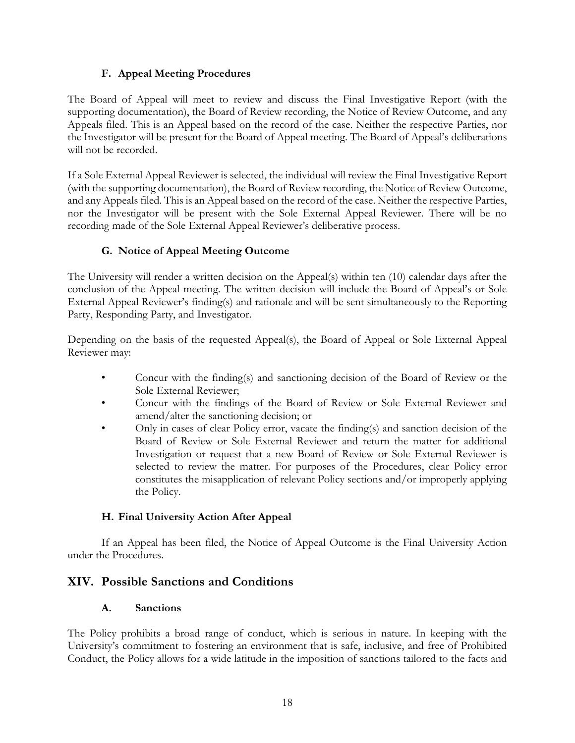### F. Appeal Meeting Procedures

The Board of Appeal will meet to review and discuss the Final Investigative Report (with the supporting documentation), the Board of Review recording, the Notice of Review Outcome, and any Appeals filed. This is an Appeal based on the record of the case. Neither the respective Parties, nor the Investigator will be present for the Board of Appeal meeting. The Board of Appeal's deliberations will not be recorded.

If a Sole External Appeal Reviewer is selected, the individual will review the Final Investigative Report (with the supporting documentation), the Board of Review recording, the Notice of Review Outcome, and any Appeals filed. This is an Appeal based on the record of the case. Neither the respective Parties, nor the Investigator will be present with the Sole External Appeal Reviewer. There will be no recording made of the Sole External Appeal Reviewer's deliberative process.

### G. Notice of Appeal Meeting Outcome

The University will render a written decision on the Appeal(s) within ten (10) calendar days after the conclusion of the Appeal meeting. The written decision will include the Board of Appeal's or Sole External Appeal Reviewer's finding(s) and rationale and will be sent simultaneously to the Reporting Party, Responding Party, and Investigator.

Depending on the basis of the requested Appeal(s), the Board of Appeal or Sole External Appeal Reviewer may:

- Concur with the finding(s) and sanctioning decision of the Board of Review or the Sole External Reviewer;
- Concur with the findings of the Board of Review or Sole External Reviewer and amend/alter the sanctioning decision; or
- Only in cases of clear Policy error, vacate the finding(s) and sanction decision of the Board of Review or Sole External Reviewer and return the matter for additional Investigation or request that a new Board of Review or Sole External Reviewer is selected to review the matter. For purposes of the Procedures, clear Policy error constitutes the misapplication of relevant Policy sections and/or improperly applying the Policy.

### H. Final University Action After Appeal

If an Appeal has been filed, the Notice of Appeal Outcome is the Final University Action under the Procedures.

## XIV. Possible Sanctions and Conditions

### A. Sanctions

The Policy prohibits a broad range of conduct, which is serious in nature. In keeping with the University's commitment to fostering an environment that is safe, inclusive, and free of Prohibited Conduct, the Policy allows for a wide latitude in the imposition of sanctions tailored to the facts and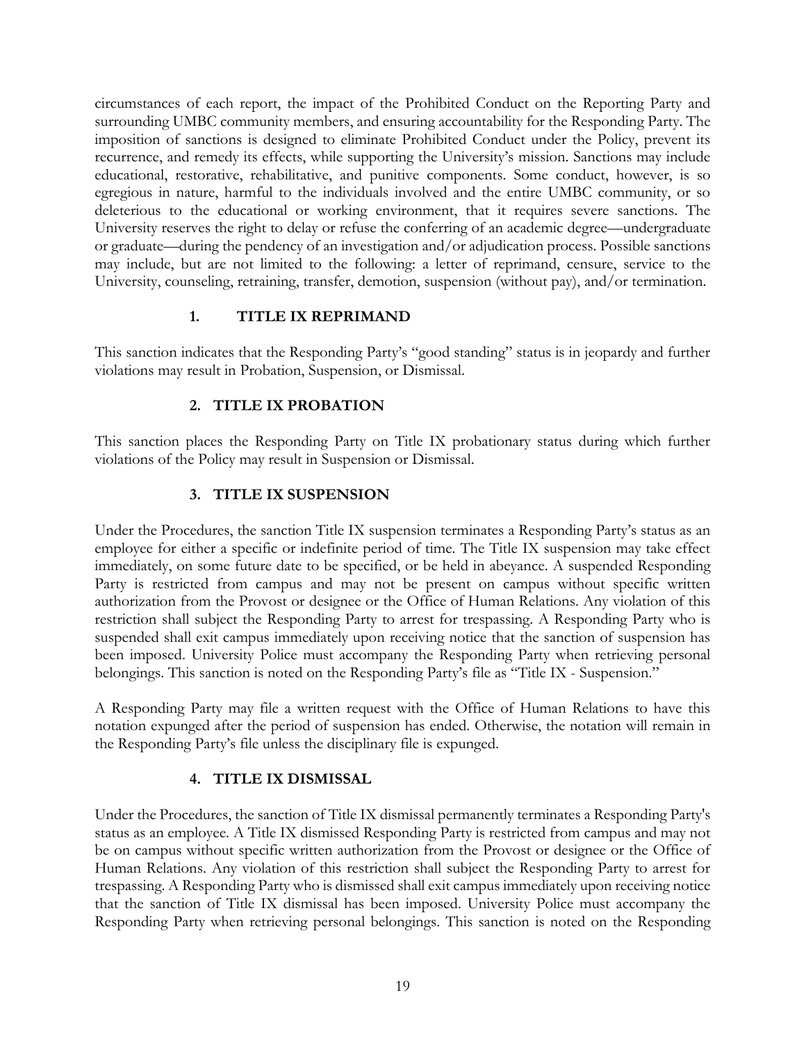circumstances of each report, the impact of the Prohibited Conduct on the Reporting Party and surrounding UMBC community members, and ensuring accountability for the Responding Party. The imposition of sanctions is designed to eliminate Prohibited Conduct under the Policy, prevent its recurrence, and remedy its effects, while supporting the University's mission. Sanctions may include educational, restorative, rehabilitative, and punitive components. Some conduct, however, is so egregious in nature, harmful to the individuals involved and the entire UMBC community, or so deleterious to the educational or working environment, that it requires severe sanctions. The University reserves the right to delay or refuse the conferring of an academic degree—undergraduate or graduate—during the pendency of an investigation and/or adjudication process. Possible sanctions may include, but are not limited to the following: a letter of reprimand, censure, service to the University, counseling, retraining, transfer, demotion, suspension (without pay), and/or termination.

### 1. TITLE IX REPRIMAND

This sanction indicates that the Responding Party's "good standing" status is in jeopardy and further violations may result in Probation, Suspension, or Dismissal.

### 2. TITLE IX PROBATION

This sanction places the Responding Party on Title IX probationary status during which further violations of the Policy may result in Suspension or Dismissal.

### 3. TITLE IX SUSPENSION

Under the Procedures, the sanction Title IX suspension terminates a Responding Party's status as an employee for either a specific or indefinite period of time. The Title IX suspension may take effect immediately, on some future date to be specified, or be held in abeyance. A suspended Responding Party is restricted from campus and may not be present on campus without specific written authorization from the Provost or designee or the Office of Human Relations. Any violation of this restriction shall subject the Responding Party to arrest for trespassing. A Responding Party who is suspended shall exit campus immediately upon receiving notice that the sanction of suspension has been imposed. University Police must accompany the Responding Party when retrieving personal belongings. This sanction is noted on the Responding Party's file as "Title IX - Suspension."

A Responding Party may file a written request with the Office of Human Relations to have this notation expunged after the period of suspension has ended. Otherwise, the notation will remain in the Responding Party's file unless the disciplinary file is expunged.

### 4. TITLE IX DISMISSAL

Under the Procedures, the sanction of Title IX dismissal permanently terminates a Responding Party's status as an employee. A Title IX dismissed Responding Party is restricted from campus and may not be on campus without specific written authorization from the Provost or designee or the Office of Human Relations. Any violation of this restriction shall subject the Responding Party to arrest for trespassing. A Responding Party who is dismissed shall exit campus immediately upon receiving notice that the sanction of Title IX dismissal has been imposed. University Police must accompany the Responding Party when retrieving personal belongings. This sanction is noted on the Responding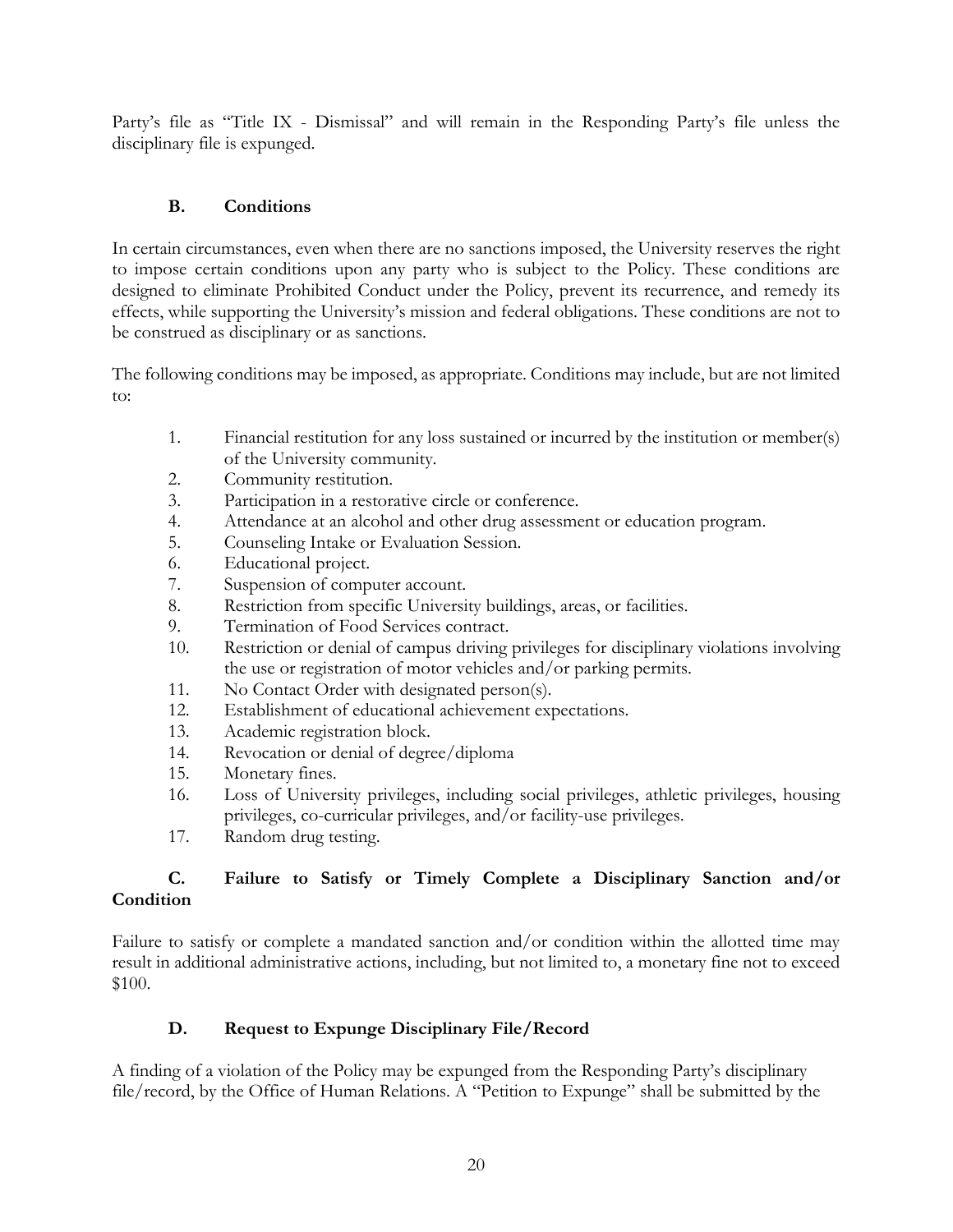Party's file as "Title IX - Dismissal" and will remain in the Responding Party's file unless the disciplinary file is expunged.

### B. Conditions

In certain circumstances, even when there are no sanctions imposed, the University reserves the right to impose certain conditions upon any party who is subject to the Policy. These conditions are designed to eliminate Prohibited Conduct under the Policy, prevent its recurrence, and remedy its effects, while supporting the University's mission and federal obligations. These conditions are not to be construed as disciplinary or as sanctions.

The following conditions may be imposed, as appropriate. Conditions may include, but are not limited to:

1. Financial restitution for any loss sustained or incurred by the institution or member(s) of the University community.
2. Community restitution.
3. Participation in a restorative circle or conference.
4. Attendance at an alcohol and other drug assessment or education program.
5. Counseling Intake or Evaluation Session.
6. Educational project.
7. Suspension of computer account.
8. Restriction from specific University buildings, areas, or facilities.
9. Termination of Food Services contract.
10. Restriction or denial of campus driving privileges for disciplinary violations involving the use or registration of motor vehicles and/or parking permits.
11. No Contact Order with designated person(s).
12. Establishment of educational achievement expectations.
13. Academic registration block.
14. Revocation or denial of degree/diploma
15. Monetary fines.
16. Loss of University privileges, including social privileges, athletic privileges, housing privileges, co-curricular privileges, and/or facility-use privileges.
17. Random drug testing.

### C. Failure to Satisfy or Timely Complete a Disciplinary Sanction and/or Condition

Failure to satisfy or complete a mandated sanction and/or condition within the allotted time may result in additional administrative actions, including, but not limited to, a monetary fine not to exceed $100.

### D. Request to Expunge Disciplinary File/Record

A finding of a violation of the Policy may be expunged from the Responding Party's disciplinary file/record, by the Office of Human Relations. A "Petition to Expunge" shall be submitted by the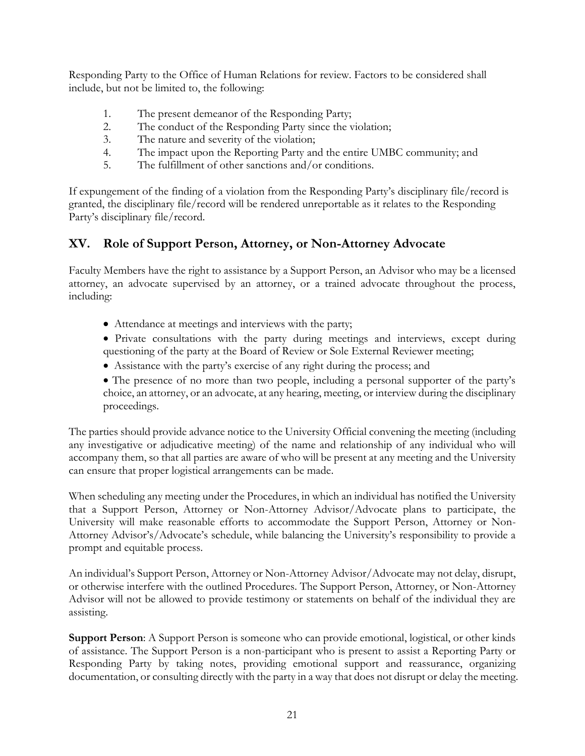Responding Party to the Office of Human Relations for review. Factors to be considered shall include, but not be limited to, the following:

1. The present demeanor of the Responding Party;
2. The conduct of the Responding Party since the violation;
3. The nature and severity of the violation;
4. The impact upon the Reporting Party and the entire UMBC community; and
5. The fulfillment of other sanctions and/or conditions.

If expungement of the finding of a violation from the Responding Party's disciplinary file/record is granted, the disciplinary file/record will be rendered unreportable as it relates to the Responding Party's disciplinary file/record.

## XV. Role of Support Person, Attorney, or Non-Attorney Advocate

Faculty Members have the right to assistance by a Support Person, an Advisor who may be a licensed attorney, an advocate supervised by an attorney, or a trained advocate throughout the process, including:

- Attendance at meetings and interviews with the party;
- Private consultations with the party during meetings and interviews, except during questioning of the party at the Board of Review or Sole External Reviewer meeting;
- Assistance with the party's exercise of any right during the process; and
- The presence of no more than two people, including a personal supporter of the party's choice, an attorney, or an advocate, at any hearing, meeting, or interview during the disciplinary proceedings.

The parties should provide advance notice to the University Official convening the meeting (including any investigative or adjudicative meeting) of the name and relationship of any individual who will accompany them, so that all parties are aware of who will be present at any meeting and the University can ensure that proper logistical arrangements can be made.

When scheduling any meeting under the Procedures, in which an individual has notified the University that a Support Person, Attorney or Non-Attorney Advisor/Advocate plans to participate, the University will make reasonable efforts to accommodate the Support Person, Attorney or Non-Attorney Advisor's/Advocate's schedule, while balancing the University's responsibility to provide a prompt and equitable process.

An individual's Support Person, Attorney or Non-Attorney Advisor/Advocate may not delay, disrupt, or otherwise interfere with the outlined Procedures. The Support Person, Attorney, or Non-Attorney Advisor will not be allowed to provide testimony or statements on behalf of the individual they are assisting.

**Support Person**: A Support Person is someone who can provide emotional, logistical, or other kinds of assistance. The Support Person is a non-participant who is present to assist a Reporting Party or Responding Party by taking notes, providing emotional support and reassurance, organizing documentation, or consulting directly with the party in a way that does not disrupt or delay the meeting.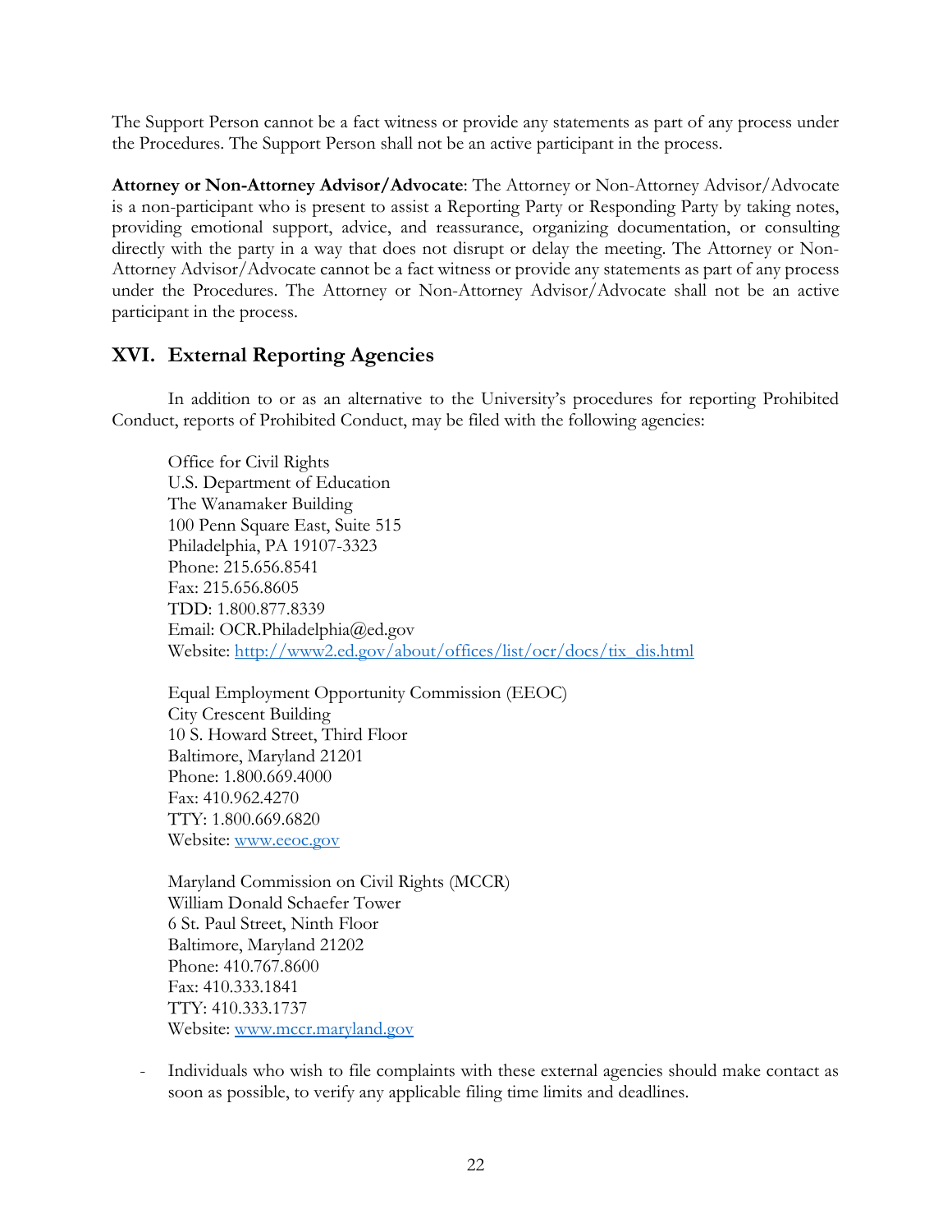The Support Person cannot be a fact witness or provide any statements as part of any process under the Procedures. The Support Person shall not be an active participant in the process.

**Attorney or Non-Attorney Advisor/Advocate**: The Attorney or Non-Attorney Advisor/Advocate is a non-participant who is present to assist a Reporting Party or Responding Party by taking notes, providing emotional support, advice, and reassurance, organizing documentation, or consulting directly with the party in a way that does not disrupt or delay the meeting. The Attorney or Non-Attorney Advisor/Advocate cannot be a fact witness or provide any statements as part of any process under the Procedures. The Attorney or Non-Attorney Advisor/Advocate shall not be an active participant in the process.

## XVI. External Reporting Agencies

In addition to or as an alternative to the University's procedures for reporting Prohibited Conduct, reports of Prohibited Conduct, may be filed with the following agencies:

Office for Civil Rights
U.S. Department of Education
The Wanamaker Building
100 Penn Square East, Suite 515
Philadelphia, PA 19107-3323
Phone: 215.656.8541
Fax: 215.656.8605
TDD: 1.800.877.8339
Email: OCR.Philadelphia@ed.gov
Website: http://www2.ed.gov/about/offices/list/ocr/docs/tix_dis.html

Equal Employment Opportunity Commission (EEOC)
City Crescent Building
10 S. Howard Street, Third Floor
Baltimore, Maryland 21201
Phone: 1.800.669.4000
Fax: 410.962.4270
TTY: 1.800.669.6820
Website: www.eeoc.gov

Maryland Commission on Civil Rights (MCCR)
William Donald Schaefer Tower
6 St. Paul Street, Ninth Floor
Baltimore, Maryland 21202
Phone: 410.767.8600
Fax: 410.333.1841
TTY: 410.333.1737
Website: www.mccr.maryland.gov

- Individuals who wish to file complaints with these external agencies should make contact as soon as possible, to verify any applicable filing time limits and deadlines.